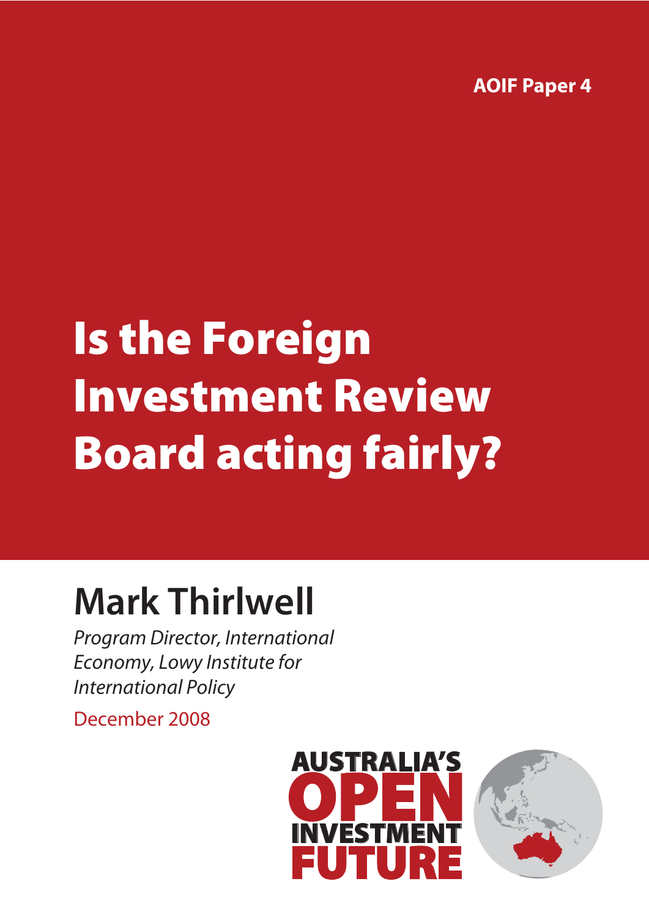AOIF Paper 4

# Is the Foreign Investment Review Board acting fairly?

## Mark Thirlwell

*Program Director, International Economy, Lowy Institute for International Policy*

December 2008

AUSTRALIA'S OPEN INVESTMENT FUTURE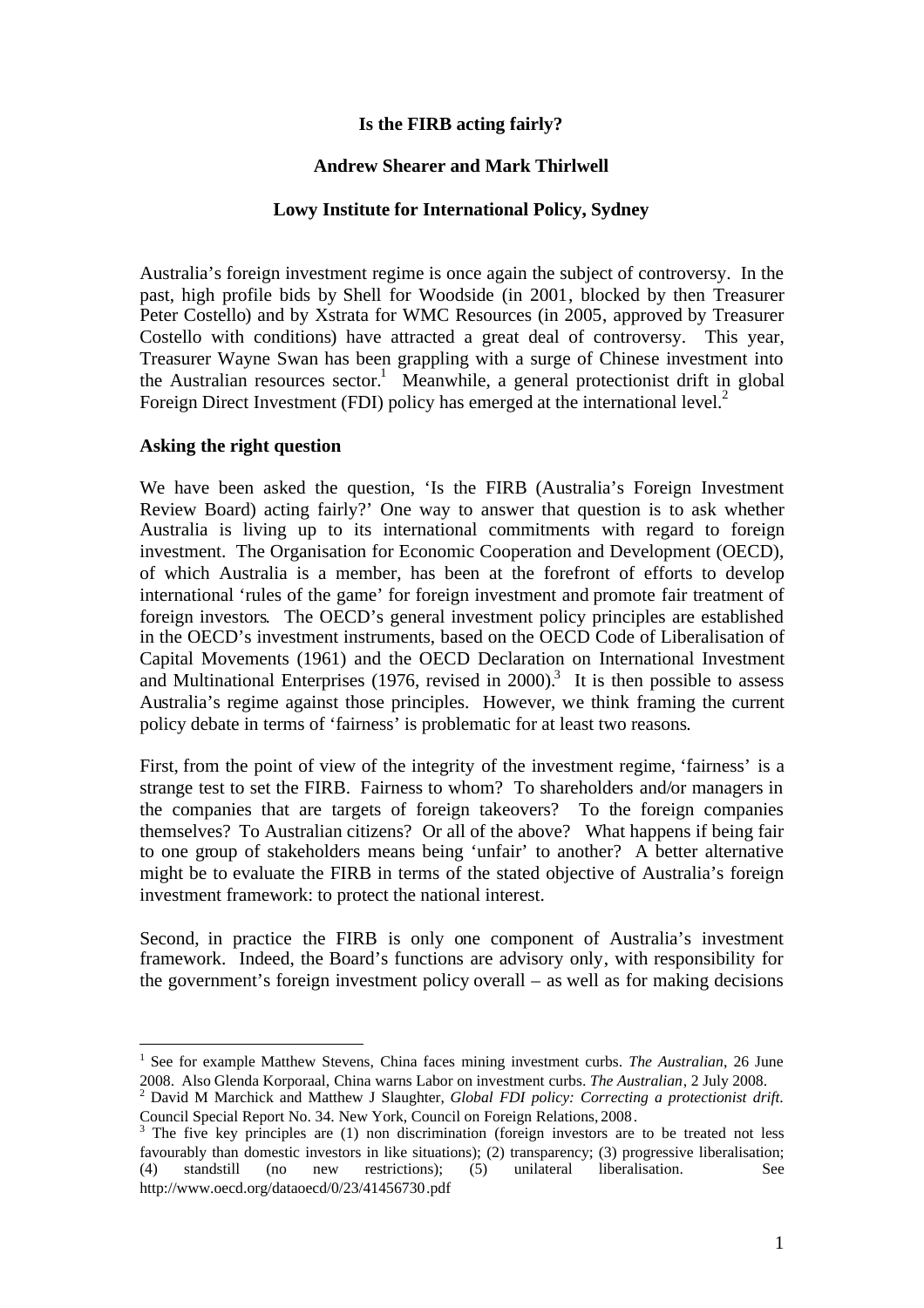**Is the FIRB acting fairly?**

**Andrew Shearer and Mark Thirlwell**

**Lowy Institute for International Policy, Sydney**

Australia's foreign investment regime is once again the subject of controversy. In the past, high profile bids by Shell for Woodside (in 2001, blocked by then Treasurer Peter Costello) and by Xstrata for WMC Resources (in 2005, approved by Treasurer Costello with conditions) have attracted a great deal of controversy. This year, Treasurer Wayne Swan has been grappling with a surge of Chinese investment into the Australian resources sector.[1] Meanwhile, a general protectionist drift in global Foreign Direct Investment (FDI) policy has emerged at the international level.[2]

## Asking the right question

We have been asked the question, 'Is the FIRB (Australia's Foreign Investment Review Board) acting fairly?' One way to answer that question is to ask whether Australia is living up to its international commitments with regard to foreign investment. The Organisation for Economic Cooperation and Development (OECD), of which Australia is a member, has been at the forefront of efforts to develop international 'rules of the game' for foreign investment and promote fair treatment of foreign investors. The OECD's general investment policy principles are established in the OECD's investment instruments, based on the OECD Code of Liberalisation of Capital Movements (1961) and the OECD Declaration on International Investment and Multinational Enterprises (1976, revised in 2000).[3] It is then possible to assess Australia's regime against those principles. However, we think framing the current policy debate in terms of 'fairness' is problematic for at least two reasons.

First, from the point of view of the integrity of the investment regime, 'fairness' is a strange test to set the FIRB. Fairness to whom? To shareholders and/or managers in the companies that are targets of foreign takeovers? To the foreign companies themselves? To Australian citizens? Or all of the above? What happens if being fair to one group of stakeholders means being 'unfair' to another? A better alternative might be to evaluate the FIRB in terms of the stated objective of Australia's foreign investment framework: to protect the national interest.

Second, in practice the FIRB is only one component of Australia's investment framework. Indeed, the Board's functions are advisory only, with responsibility for the government's foreign investment policy overall – as well as for making decisions

---

[1] See for example Matthew Stevens, China faces mining investment curbs. *The Australian*, 26 June 2008. Also Glenda Korporaal, China warns Labor on investment curbs. *The Australian*, 2 July 2008.

[2] David M Marchick and Matthew J Slaughter, *Global FDI policy: Correcting a protectionist drift*. Council Special Report No. 34. New York, Council on Foreign Relations, 2008.

[3] The five key principles are (1) non discrimination (foreign investors are to be treated not less favourably than domestic investors in like situations); (2) transparency; (3) progressive liberalisation; (4) standstill (no new restrictions); (5) unilateral liberalisation. See http://www.oecd.org/dataoecd/0/23/41456730.pdf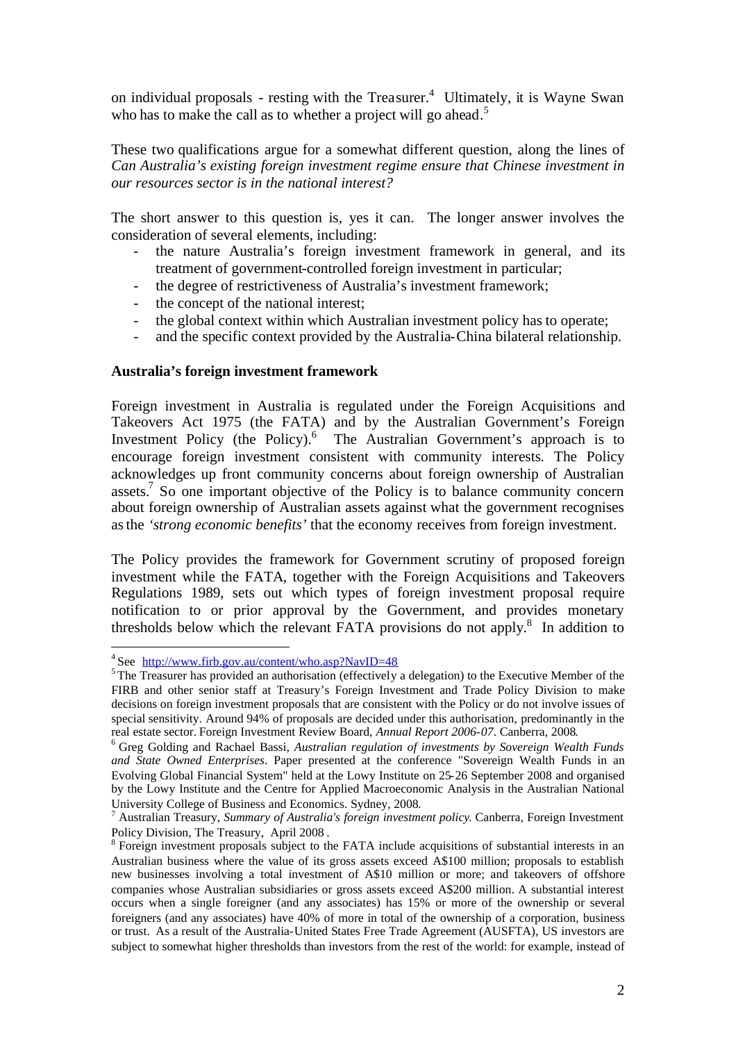on individual proposals - resting with the Treasurer.[4] Ultimately, it is Wayne Swan who has to make the call as to whether a project will go ahead.[5]

These two qualifications argue for a somewhat different question, along the lines of *Can Australia's existing foreign investment regime ensure that Chinese investment in our resources sector is in the national interest?*

The short answer to this question is, yes it can. The longer answer involves the consideration of several elements, including:

- the nature Australia's foreign investment framework in general, and its treatment of government-controlled foreign investment in particular;
- the degree of restrictiveness of Australia's investment framework;
- the concept of the national interest;
- the global context within which Australian investment policy has to operate;
- and the specific context provided by the Australia-China bilateral relationship.

**Australia's foreign investment framework**

Foreign investment in Australia is regulated under the Foreign Acquisitions and Takeovers Act 1975 (the FATA) and by the Australian Government's Foreign Investment Policy (the Policy).[6] The Australian Government's approach is to encourage foreign investment consistent with community interests. The Policy acknowledges up front community concerns about foreign ownership of Australian assets.[7] So one important objective of the Policy is to balance community concern about foreign ownership of Australian assets against what the government recognises as the *'strong economic benefits'* that the economy receives from foreign investment.

The Policy provides the framework for Government scrutiny of proposed foreign investment while the FATA, together with the Foreign Acquisitions and Takeovers Regulations 1989, sets out which types of foreign investment proposal require notification to or prior approval by the Government, and provides monetary thresholds below which the relevant FATA provisions do not apply.[8] In addition to

---

[4] See http://www.firb.gov.au/content/who.asp?NavID=48

[5] The Treasurer has provided an authorisation (effectively a delegation) to the Executive Member of the FIRB and other senior staff at Treasury's Foreign Investment and Trade Policy Division to make decisions on foreign investment proposals that are consistent with the Policy or do not involve issues of special sensitivity. Around 94% of proposals are decided under this authorisation, predominantly in the real estate sector. Foreign Investment Review Board, *Annual Report 2006-07*. Canberra, 2008.

[6] Greg Golding and Rachael Bassi, *Australian regulation of investments by Sovereign Wealth Funds and State Owned Enterprises*. Paper presented at the conference "Sovereign Wealth Funds in an Evolving Global Financial System" held at the Lowy Institute on 25-26 September 2008 and organised by the Lowy Institute and the Centre for Applied Macroeconomic Analysis in the Australian National University College of Business and Economics. Sydney, 2008.

[7] Australian Treasury, *Summary of Australia's foreign investment policy*. Canberra, Foreign Investment Policy Division, The Treasury, April 2008 .

[8] Foreign investment proposals subject to the FATA include acquisitions of substantial interests in an Australian business where the value of its gross assets exceed A$100 million; proposals to establish new businesses involving a total investment of A$10 million or more; and takeovers of offshore companies whose Australian subsidiaries or gross assets exceed A$200 million. A substantial interest occurs when a single foreigner (and any associates) has 15% or more of the ownership or several foreigners (and any associates) have 40% of more in total of the ownership of a corporation, business or trust. As a result of the Australia-United States Free Trade Agreement (AUSFTA), US investors are subject to somewhat higher thresholds than investors from the rest of the world: for example, instead of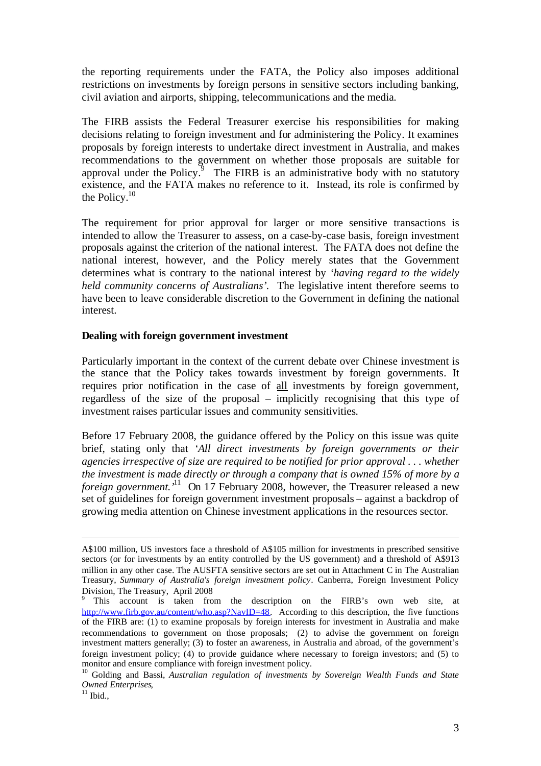the reporting requirements under the FATA, the Policy also imposes additional restrictions on investments by foreign persons in sensitive sectors including banking, civil aviation and airports, shipping, telecommunications and the media.

The FIRB assists the Federal Treasurer exercise his responsibilities for making decisions relating to foreign investment and for administering the Policy. It examines proposals by foreign interests to undertake direct investment in Australia, and makes recommendations to the government on whether those proposals are suitable for approval under the Policy.[9] The FIRB is an administrative body with no statutory existence, and the FATA makes no reference to it. Instead, its role is confirmed by the Policy.[10]

The requirement for prior approval for larger or more sensitive transactions is intended to allow the Treasurer to assess, on a case-by-case basis, foreign investment proposals against the criterion of the national interest. The FATA does not define the national interest, however, and the Policy merely states that the Government determines what is contrary to the national interest by *'having regard to the widely held community concerns of Australians'.* The legislative intent therefore seems to have been to leave considerable discretion to the Government in defining the national interest.

**Dealing with foreign government investment**

Particularly important in the context of the current debate over Chinese investment is the stance that the Policy takes towards investment by foreign governments. It requires prior notification in the case of <u>all</u> investments by foreign government, regardless of the size of the proposal – implicitly recognising that this type of investment raises particular issues and community sensitivities.

Before 17 February 2008, the guidance offered by the Policy on this issue was quite brief, stating only that '*All direct investments by foreign governments or their agencies irrespective of size are required to be notified for prior approval . . . whether the investment is made directly or through a company that is owned 15% of more by a foreign government.'*[11] On 17 February 2008, however, the Treasurer released a new set of guidelines for foreign government investment proposals – against a backdrop of growing media attention on Chinese investment applications in the resources sector.

---

A$100 million, US investors face a threshold of A$105 million for investments in prescribed sensitive sectors (or for investments by an entity controlled by the US government) and a threshold of A$913 million in any other case. The AUSFTA sensitive sectors are set out in Attachment C in The Australian Treasury, *Summary of Australia's foreign investment policy*. Canberra, Foreign Investment Policy Division, The Treasury, April 2008

[9] This account is taken from the description on the FIRB's own web site, at http://www.firb.gov.au/content/who.asp?NavID=48. According to this description, the five functions of the FIRB are: (1) to examine proposals by foreign interests for investment in Australia and make recommendations to government on those proposals; (2) to advise the government on foreign investment matters generally; (3) to foster an awareness, in Australia and abroad, of the government's foreign investment policy; (4) to provide guidance where necessary to foreign investors; and (5) to monitor and ensure compliance with foreign investment policy.

[10] Golding and Bassi, *Australian regulation of investments by Sovereign Wealth Funds and State Owned Enterprises*,

[11] Ibid.,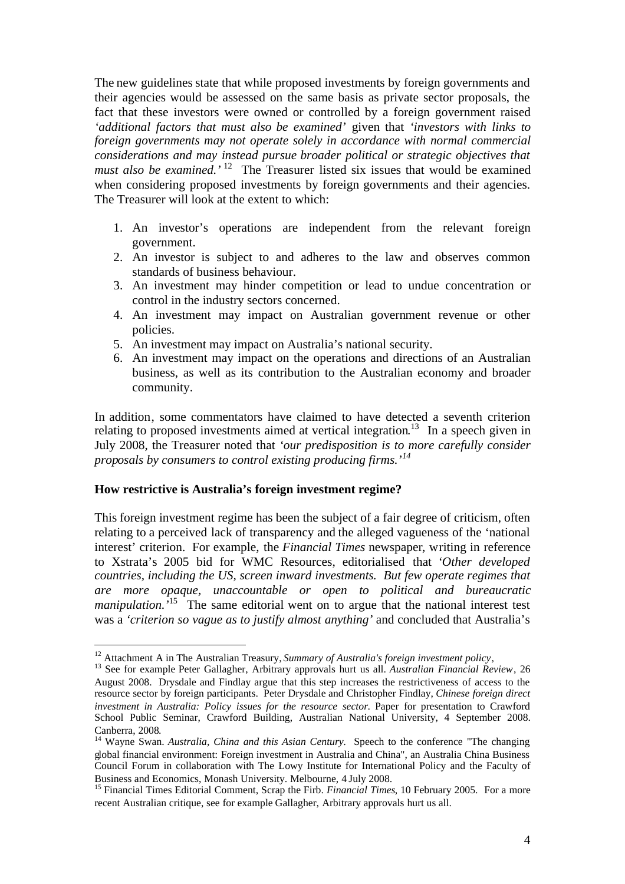The new guidelines state that while proposed investments by foreign governments and their agencies would be assessed on the same basis as private sector proposals, the fact that these investors were owned or controlled by a foreign government raised *'additional factors that must also be examined'* given that *'investors with links to foreign governments may not operate solely in accordance with normal commercial considerations and may instead pursue broader political or strategic objectives that must also be examined.'* [12] The Treasurer listed six issues that would be examined when considering proposed investments by foreign governments and their agencies. The Treasurer will look at the extent to which:

1. An investor's operations are independent from the relevant foreign government.
2. An investor is subject to and adheres to the law and observes common standards of business behaviour.
3. An investment may hinder competition or lead to undue concentration or control in the industry sectors concerned.
4. An investment may impact on Australian government revenue or other policies.
5. An investment may impact on Australia's national security.
6. An investment may impact on the operations and directions of an Australian business, as well as its contribution to the Australian economy and broader community.

In addition, some commentators have claimed to have detected a seventh criterion relating to proposed investments aimed at vertical integration.[13] In a speech given in July 2008, the Treasurer noted that *'our predisposition is to more carefully consider proposals by consumers to control existing producing firms.'*[14]

**How restrictive is Australia's foreign investment regime?**

This foreign investment regime has been the subject of a fair degree of criticism, often relating to a perceived lack of transparency and the alleged vagueness of the 'national interest' criterion. For example, the *Financial Times* newspaper, writing in reference to Xstrata's 2005 bid for WMC Resources, editorialised that *'Other developed countries, including the US, screen inward investments. But few operate regimes that are more opaque, unaccountable or open to political and bureaucratic manipulation.'*[15] The same editorial went on to argue that the national interest test was a *'criterion so vague as to justify almost anything'* and concluded that Australia's

---

[12] Attachment A in The Australian Treasury, *Summary of Australia's foreign investment policy*,

[13] See for example Peter Gallagher, Arbitrary approvals hurt us all. *Australian Financial Review*, 26 August 2008. Drysdale and Findlay argue that this step increases the restrictiveness of access to the resource sector by foreign participants. Peter Drysdale and Christopher Findlay, *Chinese foreign direct investment in Australia: Policy issues for the resource sector.* Paper for presentation to Crawford School Public Seminar, Crawford Building, Australian National University, 4 September 2008. Canberra, 2008.

[14] Wayne Swan. *Australia, China and this Asian Century.* Speech to the conference "The changing global financial environment: Foreign investment in Australia and China", an Australia China Business Council Forum in collaboration with The Lowy Institute for International Policy and the Faculty of Business and Economics, Monash University. Melbourne, 4 July 2008.

[15] Financial Times Editorial Comment, Scrap the Firb. *Financial Times*, 10 February 2005. For a more recent Australian critique, see for example Gallagher, Arbitrary approvals hurt us all.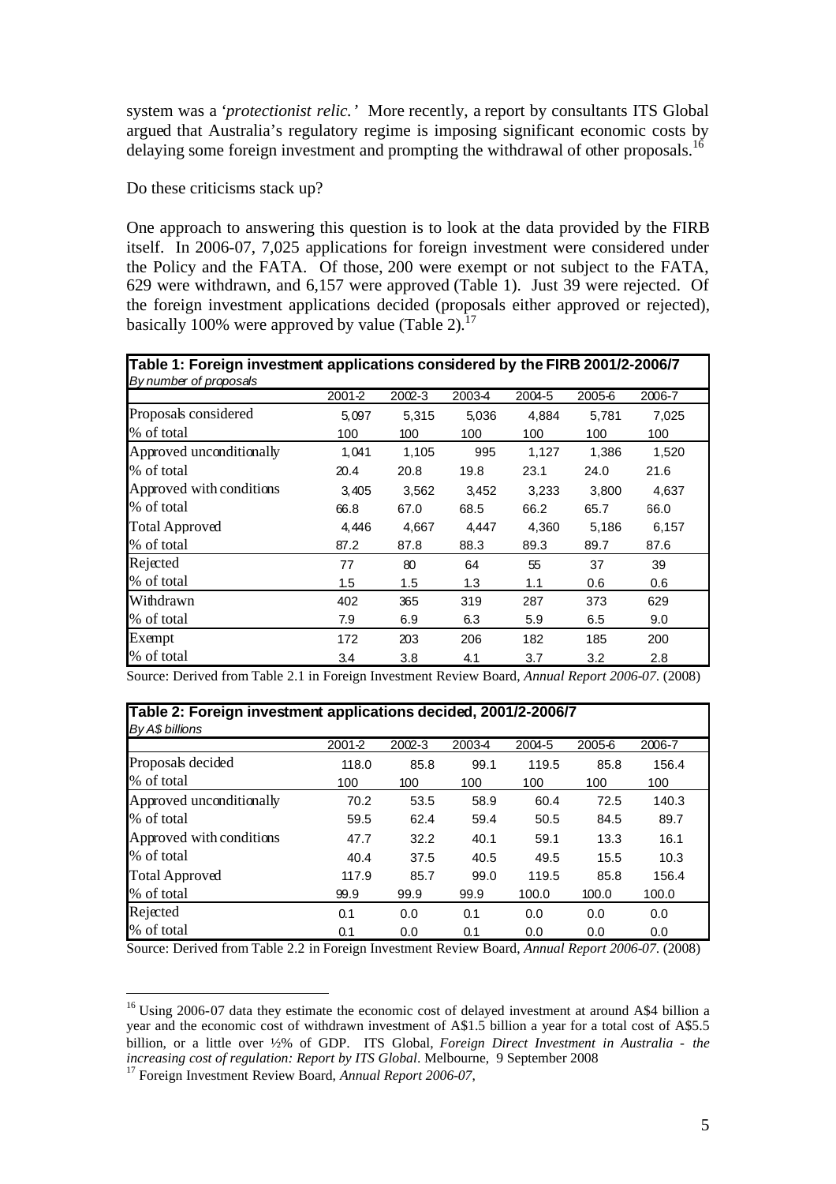system was a *'protectionist relic.'* More recently, a report by consultants ITS Global argued that Australia's regulatory regime is imposing significant economic costs by delaying some foreign investment and prompting the withdrawal of other proposals.[16]

Do these criticisms stack up?

One approach to answering this question is to look at the data provided by the FIRB itself. In 2006-07, 7,025 applications for foreign investment were considered under the Policy and the FATA. Of those, 200 were exempt or not subject to the FATA, 629 were withdrawn, and 6,157 were approved (Table 1). Just 39 were rejected. Of the foreign investment applications decided (proposals either approved or rejected), basically 100% were approved by value (Table 2).[17]

**Table 1: Foreign investment applications considered by the FIRB 2001/2-2006/7**
*By number of proposals*

| | 2001-2 | 2002-3 | 2003-4 | 2004-5 | 2005-6 | 2006-7 |
|---|---|---|---|---|---|---|
| Proposals considered | 5,097 | 5,315 | 5,036 | 4,884 | 5,781 | 7,025 |
| % of total | 100 | 100 | 100 | 100 | 100 | 100 |
| Approved unconditionally | 1,041 | 1,105 | 995 | 1,127 | 1,386 | 1,520 |
| % of total | 20.4 | 20.8 | 19.8 | 23.1 | 24.0 | 21.6 |
| Approved with conditions | 3,405 | 3,562 | 3,452 | 3,233 | 3,800 | 4,637 |
| % of total | 66.8 | 67.0 | 68.5 | 66.2 | 65.7 | 66.0 |
| Total Approved | 4,446 | 4,667 | 4,447 | 4,360 | 5,186 | 6,157 |
| % of total | 87.2 | 87.8 | 88.3 | 89.3 | 89.7 | 87.6 |
| Rejected | 77 | 80 | 64 | 55 | 37 | 39 |
| % of total | 1.5 | 1.5 | 1.3 | 1.1 | 0.6 | 0.6 |
| Withdrawn | 402 | 365 | 319 | 287 | 373 | 629 |
| % of total | 7.9 | 6.9 | 6.3 | 5.9 | 6.5 | 9.0 |
| Exempt | 172 | 203 | 206 | 182 | 185 | 200 |
| % of total | 3.4 | 3.8 | 4.1 | 3.7 | 3.2 | 2.8 |

Source: Derived from Table 2.1 in Foreign Investment Review Board, *Annual Report 2006-07*. (2008)

**Table 2: Foreign investment applications decided, 2001/2-2006/7**
*By A$ billions*

| | 2001-2 | 2002-3 | 2003-4 | 2004-5 | 2005-6 | 2006-7 |
|---|---|---|---|---|---|---|
| Proposals decided | 118.0 | 85.8 | 99.1 | 119.5 | 85.8 | 156.4 |
| % of total | 100 | 100 | 100 | 100 | 100 | 100 |
| Approved unconditionally | 70.2 | 53.5 | 58.9 | 60.4 | 72.5 | 140.3 |
| % of total | 59.5 | 62.4 | 59.4 | 50.5 | 84.5 | 89.7 |
| Approved with conditions | 47.7 | 32.2 | 40.1 | 59.1 | 13.3 | 16.1 |
| % of total | 40.4 | 37.5 | 40.5 | 49.5 | 15.5 | 10.3 |
| Total Approved | 117.9 | 85.7 | 99.0 | 119.5 | 85.8 | 156.4 |
| % of total | 99.9 | 99.9 | 99.9 | 100.0 | 100.0 | 100.0 |
| Rejected | 0.1 | 0.0 | 0.1 | 0.0 | 0.0 | 0.0 |
| % of total | 0.1 | 0.0 | 0.1 | 0.0 | 0.0 | 0.0 |

Source: Derived from Table 2.2 in Foreign Investment Review Board, *Annual Report 2006-07*. (2008)

[16] Using 2006-07 data they estimate the economic cost of delayed investment at around A$4 billion a year and the economic cost of withdrawn investment of A$1.5 billion a year for a total cost of A$5.5 billion, or a little over ½% of GDP. ITS Global, *Foreign Direct Investment in Australia - the increasing cost of regulation: Report by ITS Global*. Melbourne, 9 September 2008

[17] Foreign Investment Review Board, *Annual Report 2006-07*,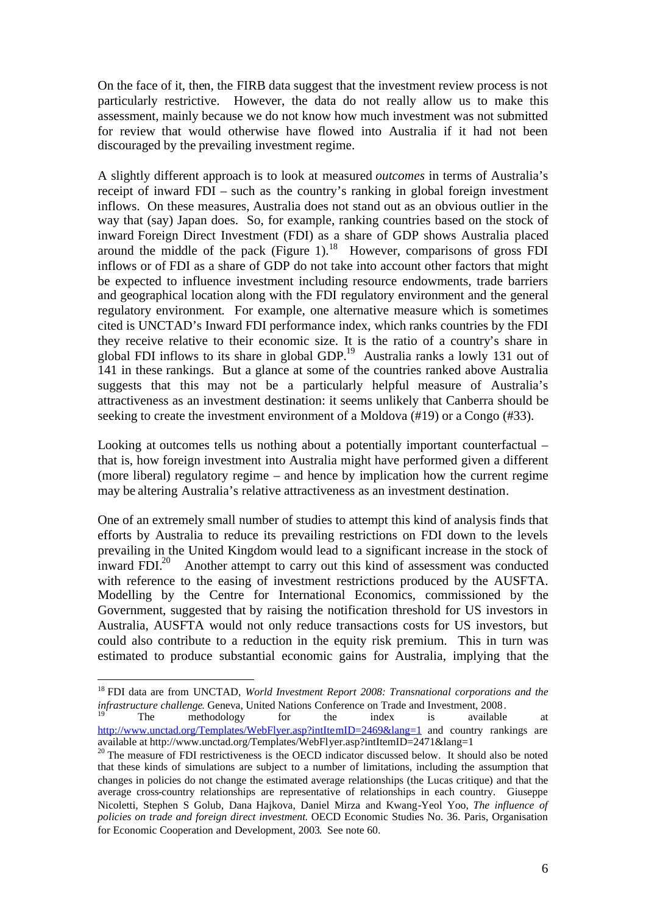On the face of it, then, the FIRB data suggest that the investment review process is not particularly restrictive. However, the data do not really allow us to make this assessment, mainly because we do not know how much investment was not submitted for review that would otherwise have flowed into Australia if it had not been discouraged by the prevailing investment regime.

A slightly different approach is to look at measured *outcomes* in terms of Australia's receipt of inward FDI – such as the country's ranking in global foreign investment inflows. On these measures, Australia does not stand out as an obvious outlier in the way that (say) Japan does. So, for example, ranking countries based on the stock of inward Foreign Direct Investment (FDI) as a share of GDP shows Australia placed around the middle of the pack (Figure 1).[18] However, comparisons of gross FDI inflows or of FDI as a share of GDP do not take into account other factors that might be expected to influence investment including resource endowments, trade barriers and geographical location along with the FDI regulatory environment and the general regulatory environment. For example, one alternative measure which is sometimes cited is UNCTAD's Inward FDI performance index, which ranks countries by the FDI they receive relative to their economic size. It is the ratio of a country's share in global FDI inflows to its share in global GDP.[19] Australia ranks a lowly 131 out of 141 in these rankings. But a glance at some of the countries ranked above Australia suggests that this may not be a particularly helpful measure of Australia's attractiveness as an investment destination: it seems unlikely that Canberra should be seeking to create the investment environment of a Moldova (#19) or a Congo (#33).

Looking at outcomes tells us nothing about a potentially important counterfactual – that is, how foreign investment into Australia might have performed given a different (more liberal) regulatory regime – and hence by implication how the current regime may be altering Australia's relative attractiveness as an investment destination.

One of an extremely small number of studies to attempt this kind of analysis finds that efforts by Australia to reduce its prevailing restrictions on FDI down to the levels prevailing in the United Kingdom would lead to a significant increase in the stock of inward FDI.[20] Another attempt to carry out this kind of assessment was conducted with reference to the easing of investment restrictions produced by the AUSFTA. Modelling by the Centre for International Economics, commissioned by the Government, suggested that by raising the notification threshold for US investors in Australia, AUSFTA would not only reduce transactions costs for US investors, but could also contribute to a reduction in the equity risk premium. This in turn was estimated to produce substantial economic gains for Australia, implying that the

---

[18] FDI data are from UNCTAD, *World Investment Report 2008: Transnational corporations and the infrastructure challenge*. Geneva, United Nations Conference on Trade and Investment, 2008.

[19] The methodology for the index is available at http://www.unctad.org/Templates/WebFlyer.asp?intItemID=2469&lang=1 and country rankings are available at http://www.unctad.org/Templates/WebFlyer.asp?intItemID=2471&lang=1

[20] The measure of FDI restrictiveness is the OECD indicator discussed below. It should also be noted that these kinds of simulations are subject to a number of limitations, including the assumption that changes in policies do not change the estimated average relationships (the Lucas critique) and that the average cross-country relationships are representative of relationships in each country. Giuseppe Nicoletti, Stephen S Golub, Dana Hajkova, Daniel Mirza and Kwang-Yeol Yoo, *The influence of policies on trade and foreign direct investment.* OECD Economic Studies No. 36. Paris, Organisation for Economic Cooperation and Development, 2003. See note 60.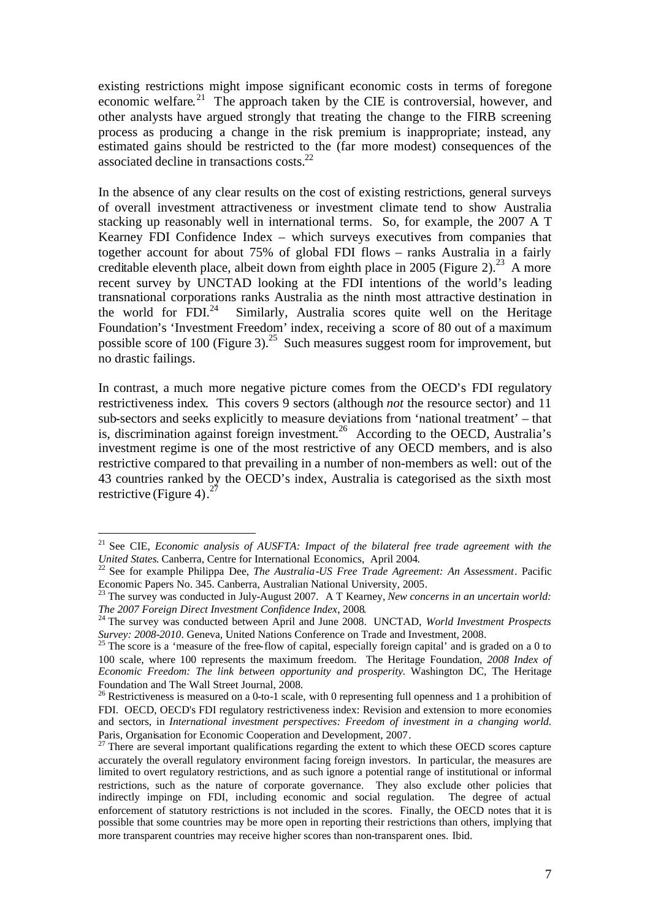existing restrictions might impose significant economic costs in terms of foregone economic welfare.[21] The approach taken by the CIE is controversial, however, and other analysts have argued strongly that treating the change to the FIRB screening process as producing a change in the risk premium is inappropriate; instead, any estimated gains should be restricted to the (far more modest) consequences of the associated decline in transactions costs.[22]

In the absence of any clear results on the cost of existing restrictions, general surveys of overall investment attractiveness or investment climate tend to show Australia stacking up reasonably well in international terms. So, for example, the 2007 A T Kearney FDI Confidence Index – which surveys executives from companies that together account for about 75% of global FDI flows – ranks Australia in a fairly creditable eleventh place, albeit down from eighth place in 2005 (Figure 2).[23] A more recent survey by UNCTAD looking at the FDI intentions of the world's leading transnational corporations ranks Australia as the ninth most attractive destination in the world for FDI.[24] Similarly, Australia scores quite well on the Heritage Foundation's 'Investment Freedom' index, receiving a score of 80 out of a maximum possible score of 100 (Figure 3).[25] Such measures suggest room for improvement, but no drastic failings.

In contrast, a much more negative picture comes from the OECD's FDI regulatory restrictiveness index. This covers 9 sectors (although *not* the resource sector) and 11 sub-sectors and seeks explicitly to measure deviations from 'national treatment' – that is, discrimination against foreign investment.[26] According to the OECD, Australia's investment regime is one of the most restrictive of any OECD members, and is also restrictive compared to that prevailing in a number of non-members as well: out of the 43 countries ranked by the OECD's index, Australia is categorised as the sixth most restrictive (Figure 4).[27]

---

[21] See CIE, *Economic analysis of AUSFTA: Impact of the bilateral free trade agreement with the United States*. Canberra, Centre for International Economics, April 2004.

[22] See for example Philippa Dee, *The Australia-US Free Trade Agreement: An Assessment*. Pacific Economic Papers No. 345. Canberra, Australian National University, 2005.

[23] The survey was conducted in July-August 2007. A T Kearney, *New concerns in an uncertain world: The 2007 Foreign Direct Investment Confidence Index*, 2008.

[24] The survey was conducted between April and June 2008. UNCTAD, *World Investment Prospects Survey: 2008-2010*. Geneva, United Nations Conference on Trade and Investment, 2008.

[25] The score is a 'measure of the free-flow of capital, especially foreign capital' and is graded on a 0 to 100 scale, where 100 represents the maximum freedom. The Heritage Foundation, *2008 Index of Economic Freedom: The link between opportunity and prosperity*. Washington DC, The Heritage Foundation and The Wall Street Journal, 2008.

[26] Restrictiveness is measured on a 0-to-1 scale, with 0 representing full openness and 1 a prohibition of FDI. OECD, OECD's FDI regulatory restrictiveness index: Revision and extension to more economies and sectors, in *International investment perspectives: Freedom of investment in a changing world*. Paris, Organisation for Economic Cooperation and Development, 2007.

[27] There are several important qualifications regarding the extent to which these OECD scores capture accurately the overall regulatory environment facing foreign investors. In particular, the measures are limited to overt regulatory restrictions, and as such ignore a potential range of institutional or informal restrictions, such as the nature of corporate governance. They also exclude other policies that indirectly impinge on FDI, including economic and social regulation. The degree of actual enforcement of statutory restrictions is not included in the scores. Finally, the OECD notes that it is possible that some countries may be more open in reporting their restrictions than others, implying that more transparent countries may receive higher scores than non-transparent ones. Ibid.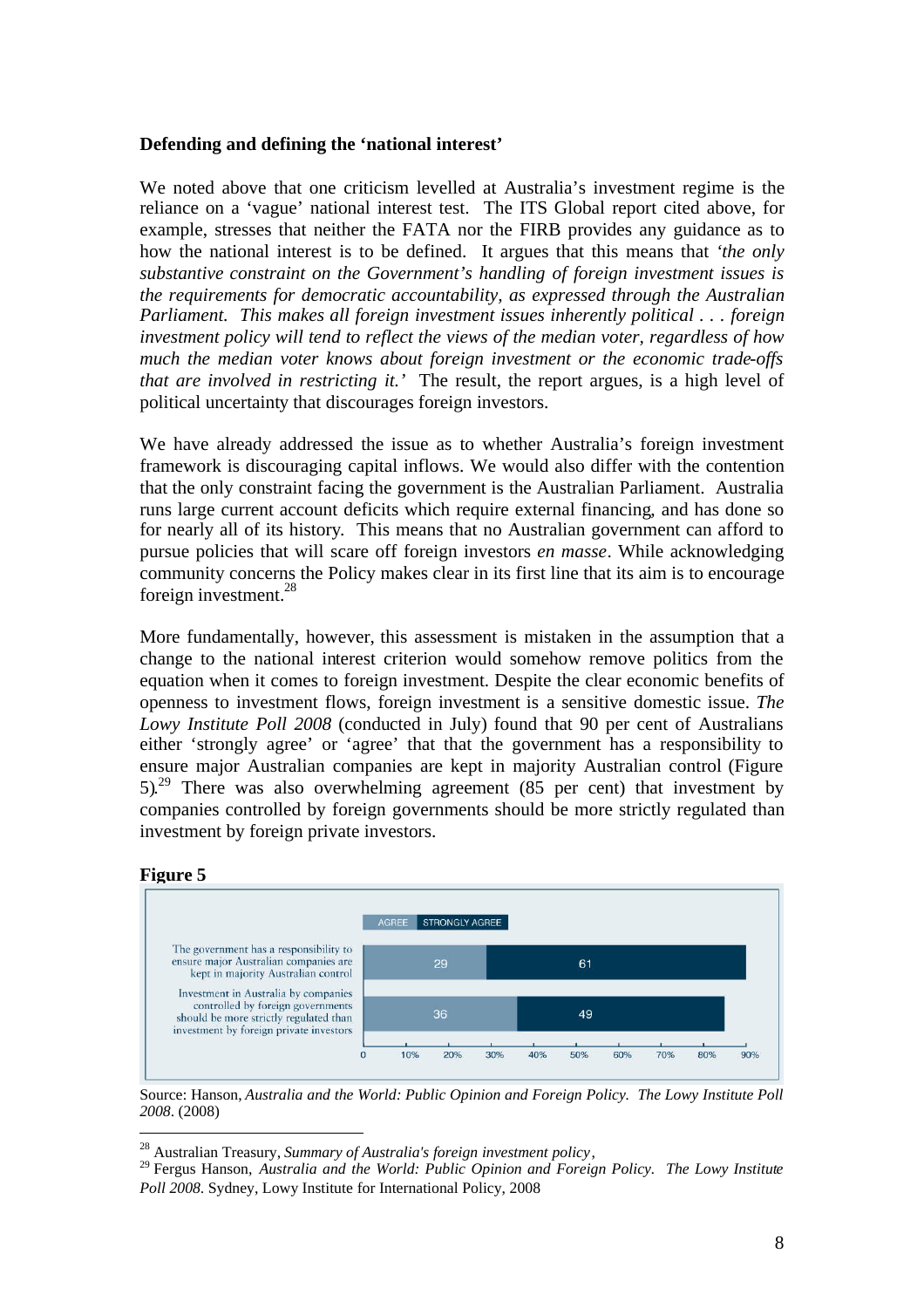**Defending and defining the 'national interest'**

We noted above that one criticism levelled at Australia's investment regime is the reliance on a 'vague' national interest test. The ITS Global report cited above, for example, stresses that neither the FATA nor the FIRB provides any guidance as to how the national interest is to be defined. It argues that this means that *'the only substantive constraint on the Government's handling of foreign investment issues is the requirements for democratic accountability, as expressed through the Australian Parliament. This makes all foreign investment issues inherently political . . . foreign investment policy will tend to reflect the views of the median voter, regardless of how much the median voter knows about foreign investment or the economic trade-offs that are involved in restricting it.'* The result, the report argues, is a high level of political uncertainty that discourages foreign investors.

We have already addressed the issue as to whether Australia's foreign investment framework is discouraging capital inflows. We would also differ with the contention that the only constraint facing the government is the Australian Parliament. Australia runs large current account deficits which require external financing, and has done so for nearly all of its history. This means that no Australian government can afford to pursue policies that will scare off foreign investors *en masse*. While acknowledging community concerns the Policy makes clear in its first line that its aim is to encourage foreign investment.[28]

More fundamentally, however, this assessment is mistaken in the assumption that a change to the national interest criterion would somehow remove politics from the equation when it comes to foreign investment. Despite the clear economic benefits of openness to investment flows, foreign investment is a sensitive domestic issue. *The Lowy Institute Poll 2008* (conducted in July) found that 90 per cent of Australians either 'strongly agree' or 'agree' that that the government has a responsibility to ensure major Australian companies are kept in majority Australian control (Figure 5).[29] There was also overwhelming agreement (85 per cent) that investment by companies controlled by foreign governments should be more strictly regulated than investment by foreign private investors.

**Figure 5**

| | Agree | Strongly agree |
|---|---|---|
| The government has a responsibility to ensure major Australian companies are kept in majority Australian control | 29 | 61 |
| Investment in Australia by companies controlled by foreign governments should be more strictly regulated than investment by foreign private investors | 36 | 49 |

Source: Hanson, *Australia and the World: Public Opinion and Foreign Policy. The Lowy Institute Poll 2008*. (2008)

---

[28] Australian Treasury, *Summary of Australia's foreign investment policy*,

[29] Fergus Hanson, *Australia and the World: Public Opinion and Foreign Policy. The Lowy Institute Poll 2008*. Sydney, Lowy Institute for International Policy, 2008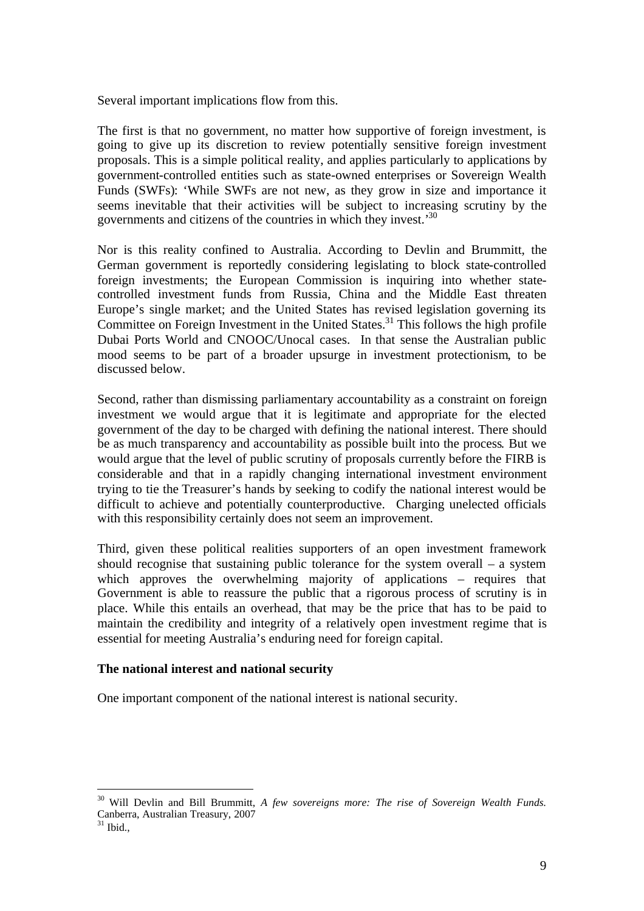Several important implications flow from this.

The first is that no government, no matter how supportive of foreign investment, is going to give up its discretion to review potentially sensitive foreign investment proposals. This is a simple political reality, and applies particularly to applications by government-controlled entities such as state-owned enterprises or Sovereign Wealth Funds (SWFs): 'While SWFs are not new, as they grow in size and importance it seems inevitable that their activities will be subject to increasing scrutiny by the governments and citizens of the countries in which they invest.'[30]

Nor is this reality confined to Australia. According to Devlin and Brummitt, the German government is reportedly considering legislating to block state-controlled foreign investments; the European Commission is inquiring into whether state-controlled investment funds from Russia, China and the Middle East threaten Europe's single market; and the United States has revised legislation governing its Committee on Foreign Investment in the United States.[31] This follows the high profile Dubai Ports World and CNOOC/Unocal cases. In that sense the Australian public mood seems to be part of a broader upsurge in investment protectionism, to be discussed below.

Second, rather than dismissing parliamentary accountability as a constraint on foreign investment we would argue that it is legitimate and appropriate for the elected government of the day to be charged with defining the national interest. There should be as much transparency and accountability as possible built into the process. But we would argue that the level of public scrutiny of proposals currently before the FIRB is considerable and that in a rapidly changing international investment environment trying to tie the Treasurer's hands by seeking to codify the national interest would be difficult to achieve and potentially counterproductive. Charging unelected officials with this responsibility certainly does not seem an improvement.

Third, given these political realities supporters of an open investment framework should recognise that sustaining public tolerance for the system overall – a system which approves the overwhelming majority of applications – requires that Government is able to reassure the public that a rigorous process of scrutiny is in place. While this entails an overhead, that may be the price that has to be paid to maintain the credibility and integrity of a relatively open investment regime that is essential for meeting Australia's enduring need for foreign capital.

**The national interest and national security**

One important component of the national interest is national security.

---

[30] Will Devlin and Bill Brummitt, *A few sovereigns more: The rise of Sovereign Wealth Funds.* Canberra, Australian Treasury, 2007

[31] Ibid.,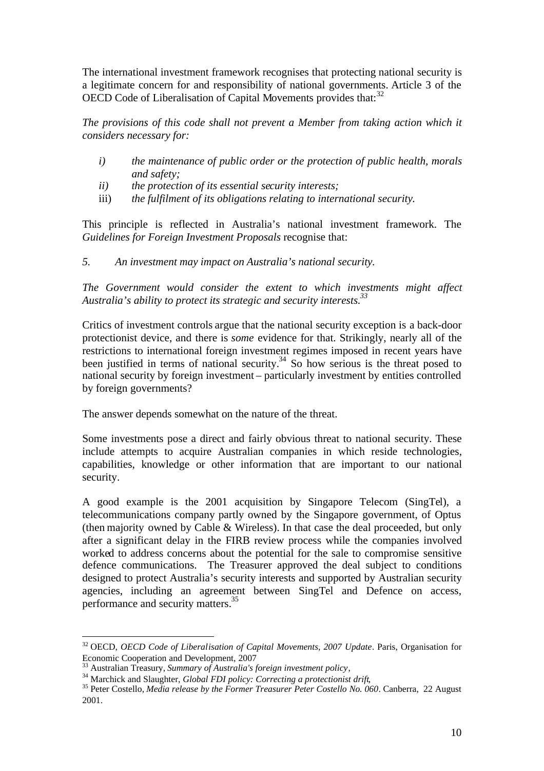The international investment framework recognises that protecting national security is a legitimate concern for and responsibility of national governments. Article 3 of the OECD Code of Liberalisation of Capital Movements provides that:[32]

*The provisions of this code shall not prevent a Member from taking action which it considers necessary for:*

- *i)* *the maintenance of public order or the protection of public health, morals and safety;*
- *ii)* *the protection of its essential security interests;*
- iii) *the fulfilment of its obligations relating to international security.*

This principle is reflected in Australia's national investment framework. The *Guidelines for Foreign Investment Proposals* recognise that:

*5. An investment may impact on Australia's national security.*

*The Government would consider the extent to which investments might affect Australia's ability to protect its strategic and security interests.*[33]

Critics of investment controls argue that the national security exception is a back-door protectionist device, and there is *some* evidence for that. Strikingly, nearly all of the restrictions to international foreign investment regimes imposed in recent years have been justified in terms of national security.[34] So how serious is the threat posed to national security by foreign investment – particularly investment by entities controlled by foreign governments?

The answer depends somewhat on the nature of the threat.

Some investments pose a direct and fairly obvious threat to national security. These include attempts to acquire Australian companies in which reside technologies, capabilities, knowledge or other information that are important to our national security.

A good example is the 2001 acquisition by Singapore Telecom (SingTel), a telecommunications company partly owned by the Singapore government, of Optus (then majority owned by Cable & Wireless). In that case the deal proceeded, but only after a significant delay in the FIRB review process while the companies involved worked to address concerns about the potential for the sale to compromise sensitive defence communications. The Treasurer approved the deal subject to conditions designed to protect Australia's security interests and supported by Australian security agencies, including an agreement between SingTel and Defence on access, performance and security matters.[35]

---

[32] OECD, *OECD Code of Liberalisation of Capital Movements, 2007 Update*. Paris, Organisation for Economic Cooperation and Development, 2007

[33] Australian Treasury, *Summary of Australia's foreign investment policy*,

[34] Marchick and Slaughter, *Global FDI policy: Correcting a protectionist drift*,

[35] Peter Costello, *Media release by the Former Treasurer Peter Costello No. 060*. Canberra, 22 August 2001.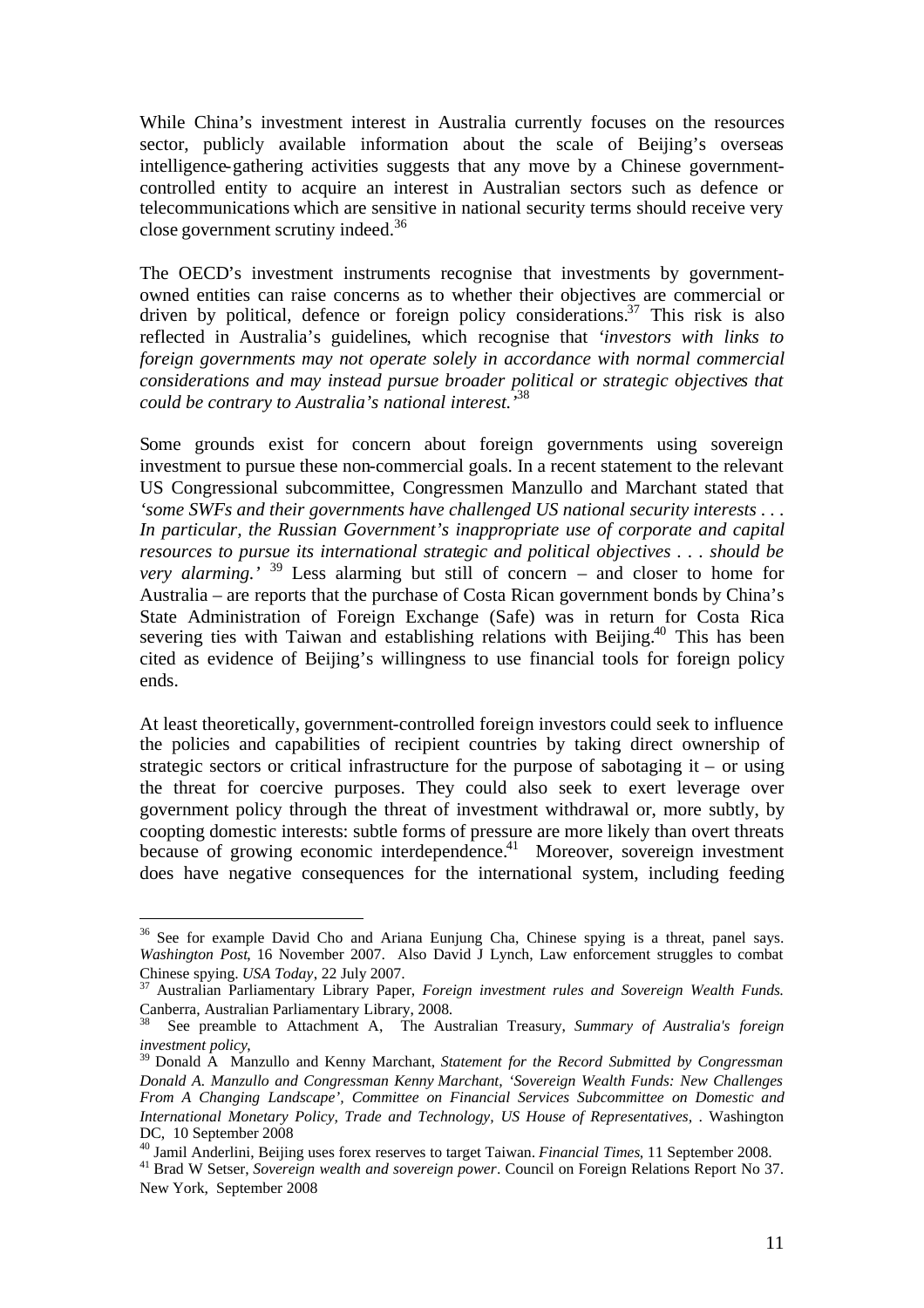While China's investment interest in Australia currently focuses on the resources sector, publicly available information about the scale of Beijing's overseas intelligence-gathering activities suggests that any move by a Chinese government-controlled entity to acquire an interest in Australian sectors such as defence or telecommunications which are sensitive in national security terms should receive very close government scrutiny indeed.[36]

The OECD's investment instruments recognise that investments by government-owned entities can raise concerns as to whether their objectives are commercial or driven by political, defence or foreign policy considerations.[37] This risk is also reflected in Australia's guidelines, which recognise that *'investors with links to foreign governments may not operate solely in accordance with normal commercial considerations and may instead pursue broader political or strategic objectives that could be contrary to Australia's national interest.'*[38]

Some grounds exist for concern about foreign governments using sovereign investment to pursue these non-commercial goals. In a recent statement to the relevant US Congressional subcommittee, Congressmen Manzullo and Marchant stated that *'some SWFs and their governments have challenged US national security interests . . . In particular, the Russian Government's inappropriate use of corporate and capital resources to pursue its international strategic and political objectives . . . should be very alarming.'* [39] Less alarming but still of concern – and closer to home for Australia – are reports that the purchase of Costa Rican government bonds by China's State Administration of Foreign Exchange (Safe) was in return for Costa Rica severing ties with Taiwan and establishing relations with Beijing.[40] This has been cited as evidence of Beijing's willingness to use financial tools for foreign policy ends.

At least theoretically, government-controlled foreign investors could seek to influence the policies and capabilities of recipient countries by taking direct ownership of strategic sectors or critical infrastructure for the purpose of sabotaging it – or using the threat for coercive purposes. They could also seek to exert leverage over government policy through the threat of investment withdrawal or, more subtly, by coopting domestic interests: subtle forms of pressure are more likely than overt threats because of growing economic interdependence.[41] Moreover, sovereign investment does have negative consequences for the international system, including feeding

---

[36] See for example David Cho and Ariana Eunjung Cha, Chinese spying is a threat, panel says. *Washington Post*, 16 November 2007. Also David J Lynch, Law enforcement struggles to combat Chinese spying. *USA Today*, 22 July 2007.

[37] Australian Parliamentary Library Paper, *Foreign investment rules and Sovereign Wealth Funds.* Canberra, Australian Parliamentary Library, 2008.

[38] See preamble to Attachment A, The Australian Treasury, *Summary of Australia's foreign investment policy*,

[39] Donald A Manzullo and Kenny Marchant, *Statement for the Record Submitted by Congressman Donald A. Manzullo and Congressman Kenny Marchant, 'Sovereign Wealth Funds: New Challenges From A Changing Landscape', Committee on Financial Services Subcommittee on Domestic and International Monetary Policy, Trade and Technology, US House of Representatives*, . Washington DC, 10 September 2008

[40] Jamil Anderlini, Beijing uses forex reserves to target Taiwan. *Financial Times*, 11 September 2008.

[41] Brad W Setser, *Sovereign wealth and sovereign power*. Council on Foreign Relations Report No 37. New York, September 2008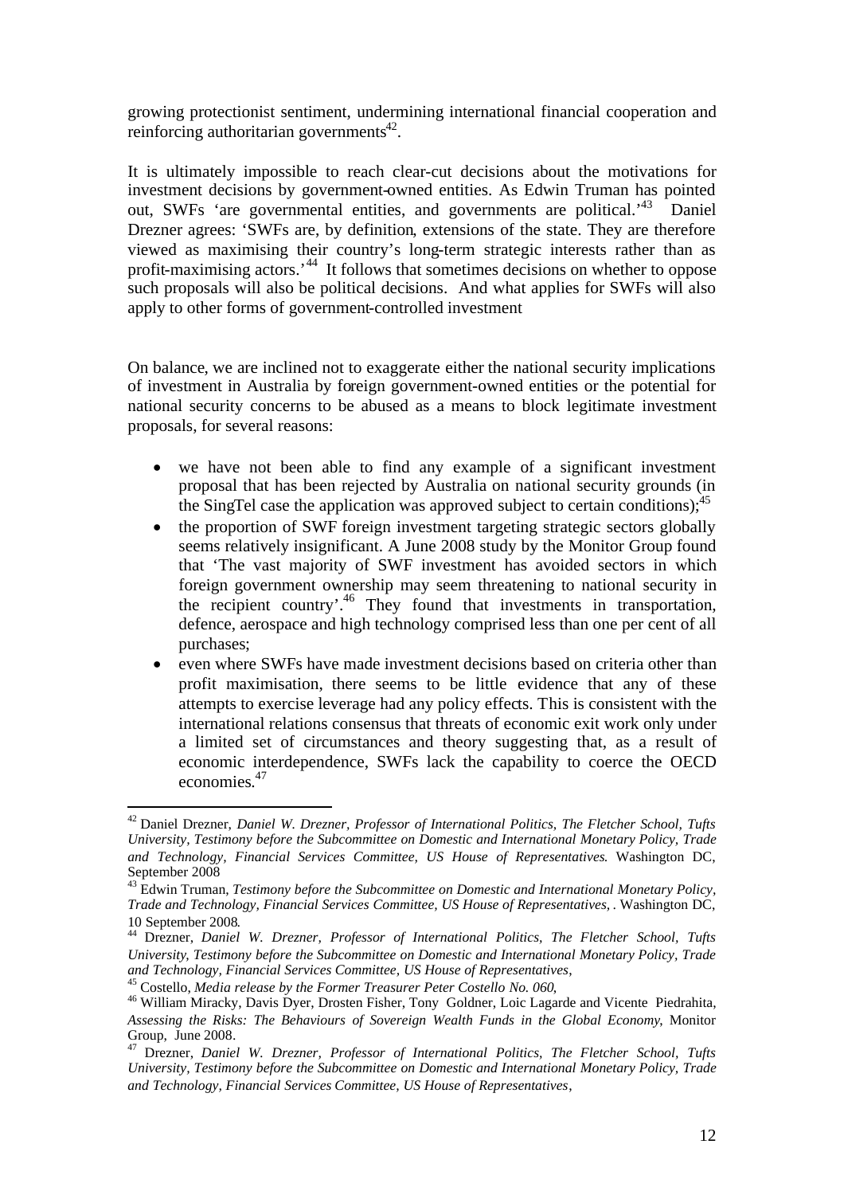growing protectionist sentiment, undermining international financial cooperation and reinforcing authoritarian governments[42].

It is ultimately impossible to reach clear-cut decisions about the motivations for investment decisions by government-owned entities. As Edwin Truman has pointed out, SWFs 'are governmental entities, and governments are political.'[43] Daniel Drezner agrees: 'SWFs are, by definition, extensions of the state. They are therefore viewed as maximising their country's long-term strategic interests rather than as profit-maximising actors.'[44] It follows that sometimes decisions on whether to oppose such proposals will also be political decisions. And what applies for SWFs will also apply to other forms of government-controlled investment

On balance, we are inclined not to exaggerate either the national security implications of investment in Australia by foreign government-owned entities or the potential for national security concerns to be abused as a means to block legitimate investment proposals, for several reasons:

- we have not been able to find any example of a significant investment proposal that has been rejected by Australia on national security grounds (in the SingTel case the application was approved subject to certain conditions);[45]
- the proportion of SWF foreign investment targeting strategic sectors globally seems relatively insignificant. A June 2008 study by the Monitor Group found that 'The vast majority of SWF investment has avoided sectors in which foreign government ownership may seem threatening to national security in the recipient country'.[46] They found that investments in transportation, defence, aerospace and high technology comprised less than one per cent of all purchases;
- even where SWFs have made investment decisions based on criteria other than profit maximisation, there seems to be little evidence that any of these attempts to exercise leverage had any policy effects. This is consistent with the international relations consensus that threats of economic exit work only under a limited set of circumstances and theory suggesting that, as a result of economic interdependence, SWFs lack the capability to coerce the OECD economies.[47]

---

[42] Daniel Drezner, *Daniel W. Drezner, Professor of International Politics, The Fletcher School, Tufts University, Testimony before the Subcommittee on Domestic and International Monetary Policy, Trade and Technology, Financial Services Committee, US House of Representatives*. Washington DC, September 2008

[43] Edwin Truman, *Testimony before the Subcommittee on Domestic and International Monetary Policy, Trade and Technology, Financial Services Committee, US House of Representatives, .* Washington DC, 10 September 2008.

[44] Drezner, *Daniel W. Drezner, Professor of International Politics, The Fletcher School, Tufts University, Testimony before the Subcommittee on Domestic and International Monetary Policy, Trade and Technology, Financial Services Committee, US House of Representatives*,

[45] Costello, *Media release by the Former Treasurer Peter Costello No. 060*,

[46] William Miracky, Davis Dyer, Drosten Fisher, Tony Goldner, Loic Lagarde and Vicente Piedrahita, *Assessing the Risks: The Behaviours of Sovereign Wealth Funds in the Global Economy*, Monitor Group, June 2008.

[47] Drezner, *Daniel W. Drezner, Professor of International Politics, The Fletcher School, Tufts University, Testimony before the Subcommittee on Domestic and International Monetary Policy, Trade and Technology, Financial Services Committee, US House of Representatives*,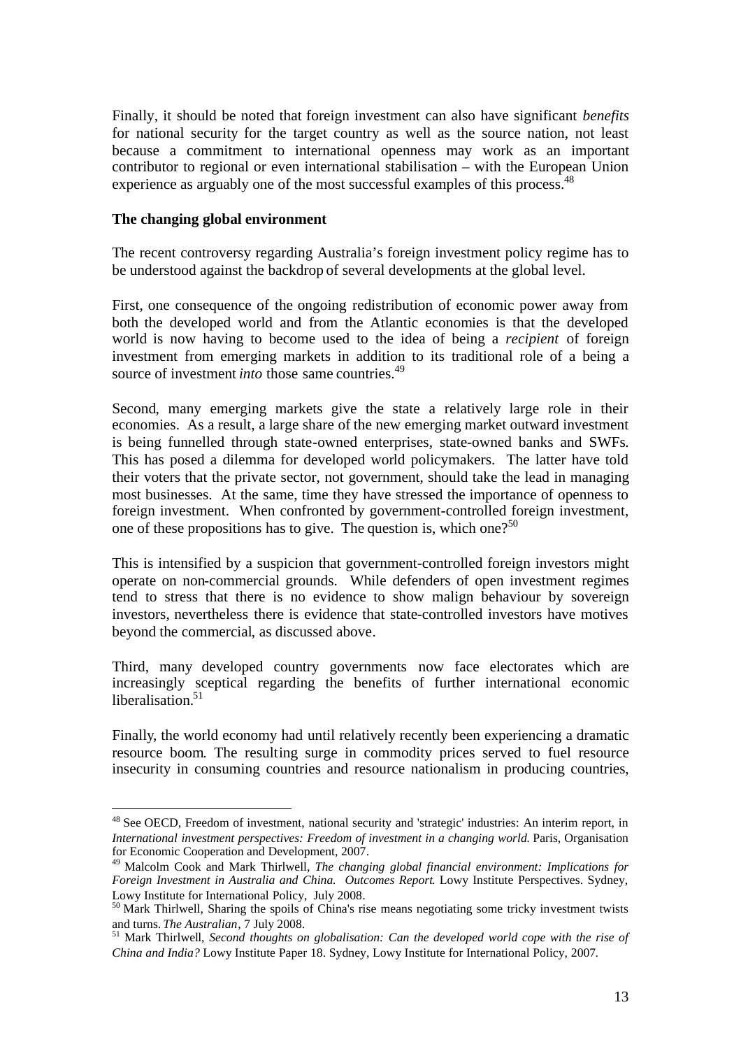Finally, it should be noted that foreign investment can also have significant *benefits* for national security for the target country as well as the source nation, not least because a commitment to international openness may work as an important contributor to regional or even international stabilisation – with the European Union experience as arguably one of the most successful examples of this process.[48]

**The changing global environment**

The recent controversy regarding Australia's foreign investment policy regime has to be understood against the backdrop of several developments at the global level.

First, one consequence of the ongoing redistribution of economic power away from both the developed world and from the Atlantic economies is that the developed world is now having to become used to the idea of being a *recipient* of foreign investment from emerging markets in addition to its traditional role of a being a source of investment *into* those same countries.[49]

Second, many emerging markets give the state a relatively large role in their economies. As a result, a large share of the new emerging market outward investment is being funnelled through state-owned enterprises, state-owned banks and SWFs. This has posed a dilemma for developed world policymakers. The latter have told their voters that the private sector, not government, should take the lead in managing most businesses. At the same, time they have stressed the importance of openness to foreign investment. When confronted by government-controlled foreign investment, one of these propositions has to give. The question is, which one?[50]

This is intensified by a suspicion that government-controlled foreign investors might operate on non-commercial grounds. While defenders of open investment regimes tend to stress that there is no evidence to show malign behaviour by sovereign investors, nevertheless there is evidence that state-controlled investors have motives beyond the commercial, as discussed above.

Third, many developed country governments now face electorates which are increasingly sceptical regarding the benefits of further international economic liberalisation.[51]

Finally, the world economy had until relatively recently been experiencing a dramatic resource boom. The resulting surge in commodity prices served to fuel resource insecurity in consuming countries and resource nationalism in producing countries,

---

[48] See OECD, Freedom of investment, national security and 'strategic' industries: An interim report, in *International investment perspectives: Freedom of investment in a changing world*. Paris, Organisation for Economic Cooperation and Development, 2007.

[49] Malcolm Cook and Mark Thirlwell, *The changing global financial environment: Implications for Foreign Investment in Australia and China. Outcomes Report*. Lowy Institute Perspectives. Sydney, Lowy Institute for International Policy, July 2008.

[50] Mark Thirlwell, Sharing the spoils of China's rise means negotiating some tricky investment twists and turns. *The Australian*, 7 July 2008.

[51] Mark Thirlwell, *Second thoughts on globalisation: Can the developed world cope with the rise of China and India?* Lowy Institute Paper 18. Sydney, Lowy Institute for International Policy, 2007.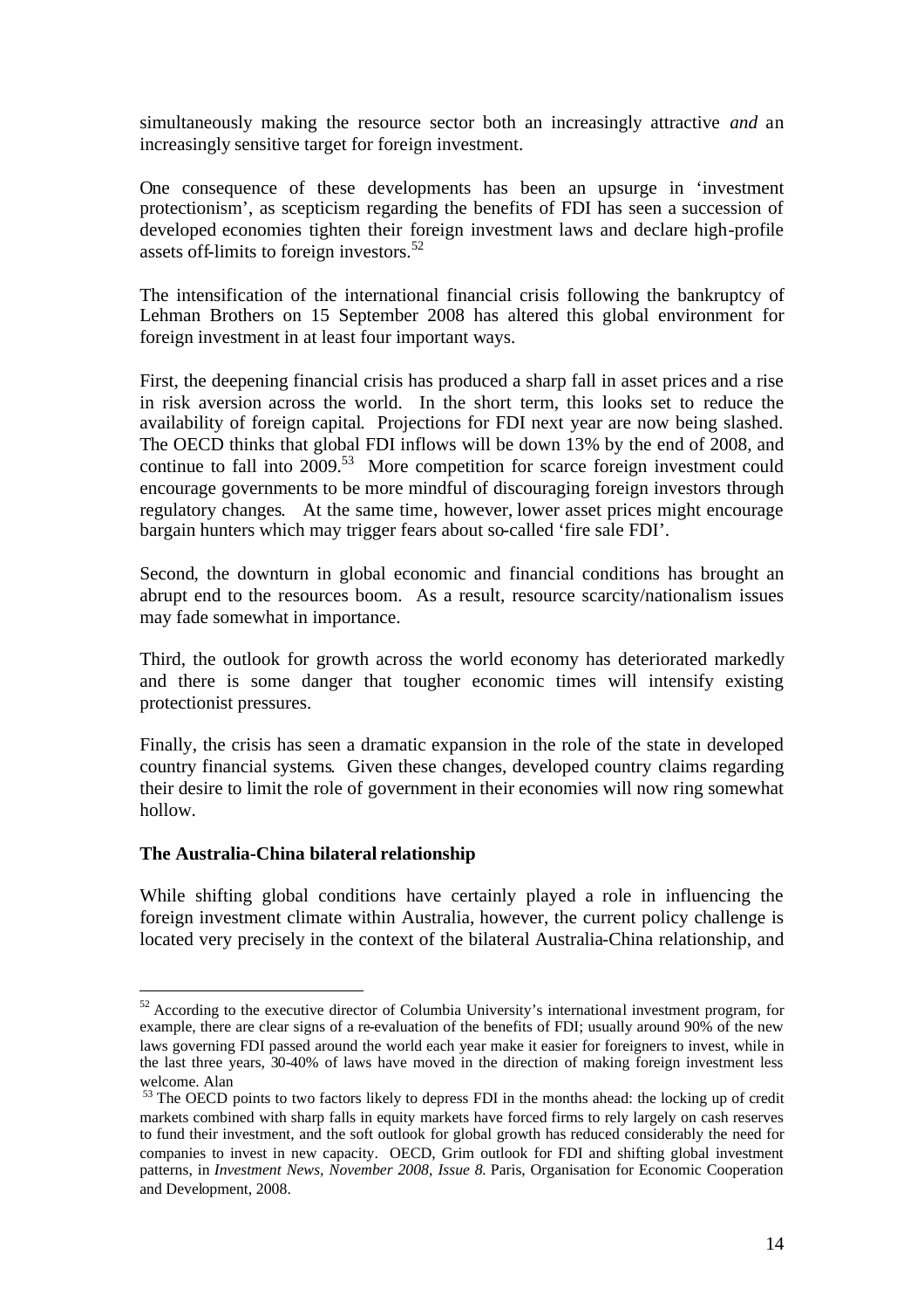simultaneously making the resource sector both an increasingly attractive *and* an increasingly sensitive target for foreign investment.

One consequence of these developments has been an upsurge in 'investment protectionism', as scepticism regarding the benefits of FDI has seen a succession of developed economies tighten their foreign investment laws and declare high-profile assets off-limits to foreign investors.[52]

The intensification of the international financial crisis following the bankruptcy of Lehman Brothers on 15 September 2008 has altered this global environment for foreign investment in at least four important ways.

First, the deepening financial crisis has produced a sharp fall in asset prices and a rise in risk aversion across the world. In the short term, this looks set to reduce the availability of foreign capital. Projections for FDI next year are now being slashed. The OECD thinks that global FDI inflows will be down 13% by the end of 2008, and continue to fall into 2009.[53] More competition for scarce foreign investment could encourage governments to be more mindful of discouraging foreign investors through regulatory changes. At the same time, however, lower asset prices might encourage bargain hunters which may trigger fears about so-called 'fire sale FDI'.

Second, the downturn in global economic and financial conditions has brought an abrupt end to the resources boom. As a result, resource scarcity/nationalism issues may fade somewhat in importance.

Third, the outlook for growth across the world economy has deteriorated markedly and there is some danger that tougher economic times will intensify existing protectionist pressures.

Finally, the crisis has seen a dramatic expansion in the role of the state in developed country financial systems. Given these changes, developed country claims regarding their desire to limit the role of government in their economies will now ring somewhat hollow.

### The Australia-China bilateral relationship

While shifting global conditions have certainly played a role in influencing the foreign investment climate within Australia, however, the current policy challenge is located very precisely in the context of the bilateral Australia-China relationship, and

---

[52] According to the executive director of Columbia University's international investment program, for example, there are clear signs of a re-evaluation of the benefits of FDI; usually around 90% of the new laws governing FDI passed around the world each year make it easier for foreigners to invest, while in the last three years, 30-40% of laws have moved in the direction of making foreign investment less welcome. Alan

[53] The OECD points to two factors likely to depress FDI in the months ahead: the locking up of credit markets combined with sharp falls in equity markets have forced firms to rely largely on cash reserves to fund their investment, and the soft outlook for global growth has reduced considerably the need for companies to invest in new capacity. OECD, Grim outlook for FDI and shifting global investment patterns, in *Investment News, November 2008, Issue 8.* Paris, Organisation for Economic Cooperation and Development, 2008.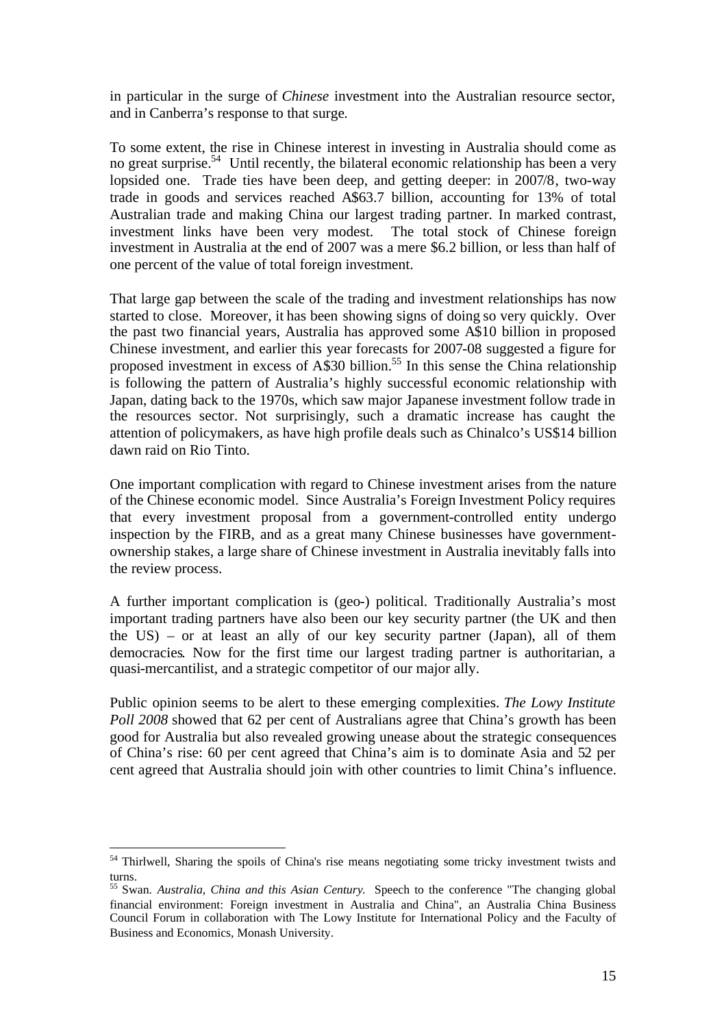in particular in the surge of *Chinese* investment into the Australian resource sector, and in Canberra's response to that surge.

To some extent, the rise in Chinese interest in investing in Australia should come as no great surprise.[54] Until recently, the bilateral economic relationship has been a very lopsided one. Trade ties have been deep, and getting deeper: in 2007/8, two-way trade in goods and services reached A$63.7 billion, accounting for 13% of total Australian trade and making China our largest trading partner. In marked contrast, investment links have been very modest. The total stock of Chinese foreign investment in Australia at the end of 2007 was a mere $6.2 billion, or less than half of one percent of the value of total foreign investment.

That large gap between the scale of the trading and investment relationships has now started to close. Moreover, it has been showing signs of doing so very quickly. Over the past two financial years, Australia has approved some A$10 billion in proposed Chinese investment, and earlier this year forecasts for 2007-08 suggested a figure for proposed investment in excess of A$30 billion.[55] In this sense the China relationship is following the pattern of Australia's highly successful economic relationship with Japan, dating back to the 1970s, which saw major Japanese investment follow trade in the resources sector. Not surprisingly, such a dramatic increase has caught the attention of policymakers, as have high profile deals such as Chinalco's US$14 billion dawn raid on Rio Tinto.

One important complication with regard to Chinese investment arises from the nature of the Chinese economic model. Since Australia's Foreign Investment Policy requires that every investment proposal from a government-controlled entity undergo inspection by the FIRB, and as a great many Chinese businesses have government-ownership stakes, a large share of Chinese investment in Australia inevitably falls into the review process.

A further important complication is (geo-) political. Traditionally Australia's most important trading partners have also been our key security partner (the UK and then the US) – or at least an ally of our key security partner (Japan), all of them democracies. Now for the first time our largest trading partner is authoritarian, a quasi-mercantilist, and a strategic competitor of our major ally.

Public opinion seems to be alert to these emerging complexities. *The Lowy Institute Poll 2008* showed that 62 per cent of Australians agree that China's growth has been good for Australia but also revealed growing unease about the strategic consequences of China's rise: 60 per cent agreed that China's aim is to dominate Asia and 52 per cent agreed that Australia should join with other countries to limit China's influence.

---

[54] Thirlwell, Sharing the spoils of China's rise means negotiating some tricky investment twists and turns.

[55] Swan. *Australia, China and this Asian Century.* Speech to the conference "The changing global financial environment: Foreign investment in Australia and China", an Australia China Business Council Forum in collaboration with The Lowy Institute for International Policy and the Faculty of Business and Economics, Monash University.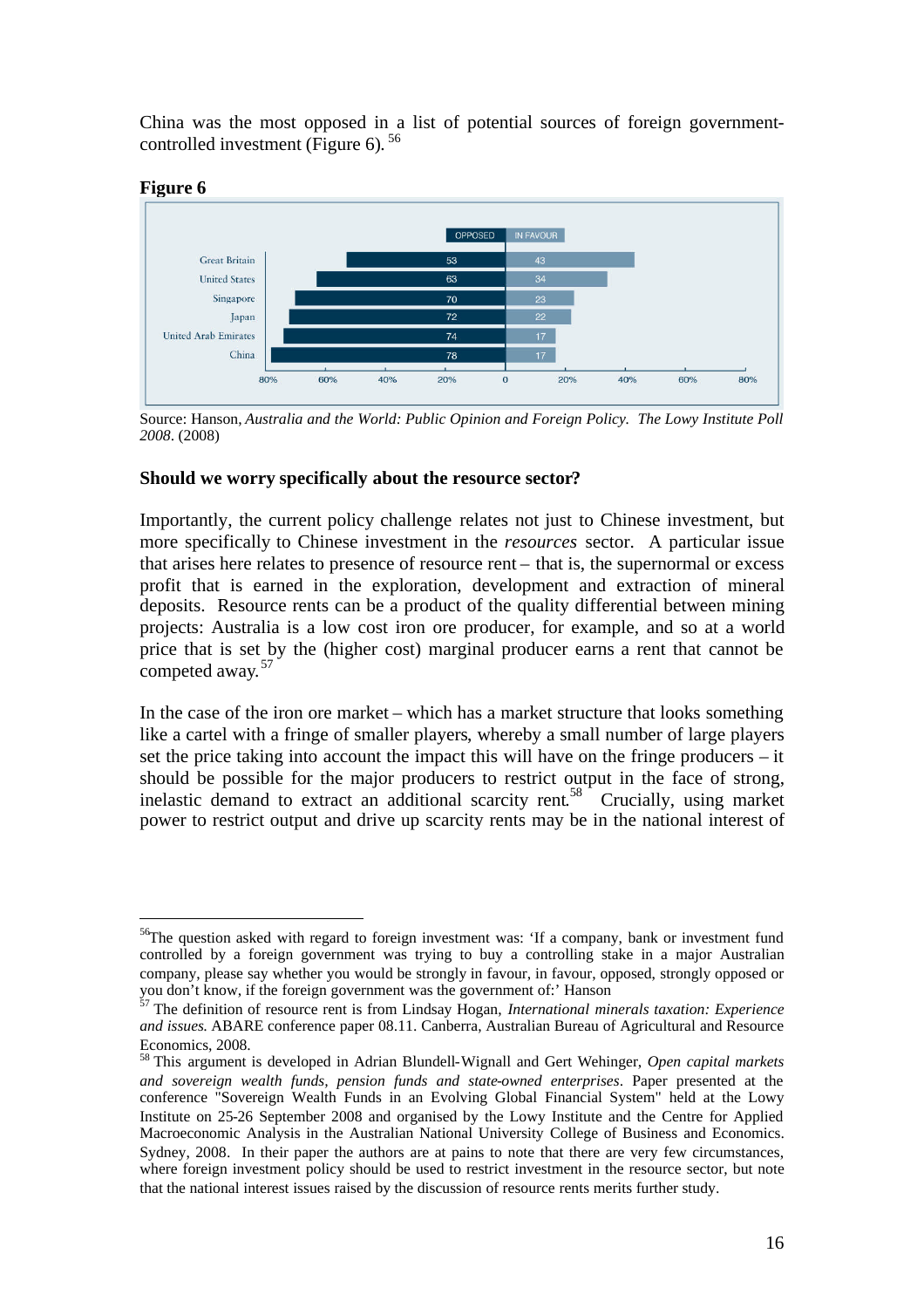China was the most opposed in a list of potential sources of foreign government-controlled investment (Figure 6).[56]

**Figure 6**

| | OPPOSED | IN FAVOUR |
|---|---|---|
| Great Britain | 53 | 43 |
| United States | 63 | 34 |
| Singapore | 70 | 23 |
| Japan | 72 | 22 |
| United Arab Emirates | 74 | 17 |
| China | 78 | 17 |

Source: Hanson, *Australia and the World: Public Opinion and Foreign Policy. The Lowy Institute Poll 2008*. (2008)

### Should we worry specifically about the resource sector?

Importantly, the current policy challenge relates not just to Chinese investment, but more specifically to Chinese investment in the *resources* sector. A particular issue that arises here relates to presence of resource rent – that is, the supernormal or excess profit that is earned in the exploration, development and extraction of mineral deposits. Resource rents can be a product of the quality differential between mining projects: Australia is a low cost iron ore producer, for example, and so at a world price that is set by the (higher cost) marginal producer earns a rent that cannot be competed away.[57]

In the case of the iron ore market – which has a market structure that looks something like a cartel with a fringe of smaller players, whereby a small number of large players set the price taking into account the impact this will have on the fringe producers – it should be possible for the major producers to restrict output in the face of strong, inelastic demand to extract an additional scarcity rent.[58] Crucially, using market power to restrict output and drive up scarcity rents may be in the national interest of

---

[56] The question asked with regard to foreign investment was: 'If a company, bank or investment fund controlled by a foreign government was trying to buy a controlling stake in a major Australian company, please say whether you would be strongly in favour, in favour, opposed, strongly opposed or you don't know, if the foreign government was the government of:' Hanson

[57] The definition of resource rent is from Lindsay Hogan, *International minerals taxation: Experience and issues.* ABARE conference paper 08.11. Canberra, Australian Bureau of Agricultural and Resource Economics, 2008.

[58] This argument is developed in Adrian Blundell-Wignall and Gert Wehinger, *Open capital markets and sovereign wealth funds, pension funds and state-owned enterprises*. Paper presented at the conference "Sovereign Wealth Funds in an Evolving Global Financial System" held at the Lowy Institute on 25-26 September 2008 and organised by the Lowy Institute and the Centre for Applied Macroeconomic Analysis in the Australian National University College of Business and Economics. Sydney, 2008. In their paper the authors are at pains to note that there are very few circumstances, where foreign investment policy should be used to restrict investment in the resource sector, but note that the national interest issues raised by the discussion of resource rents merits further study.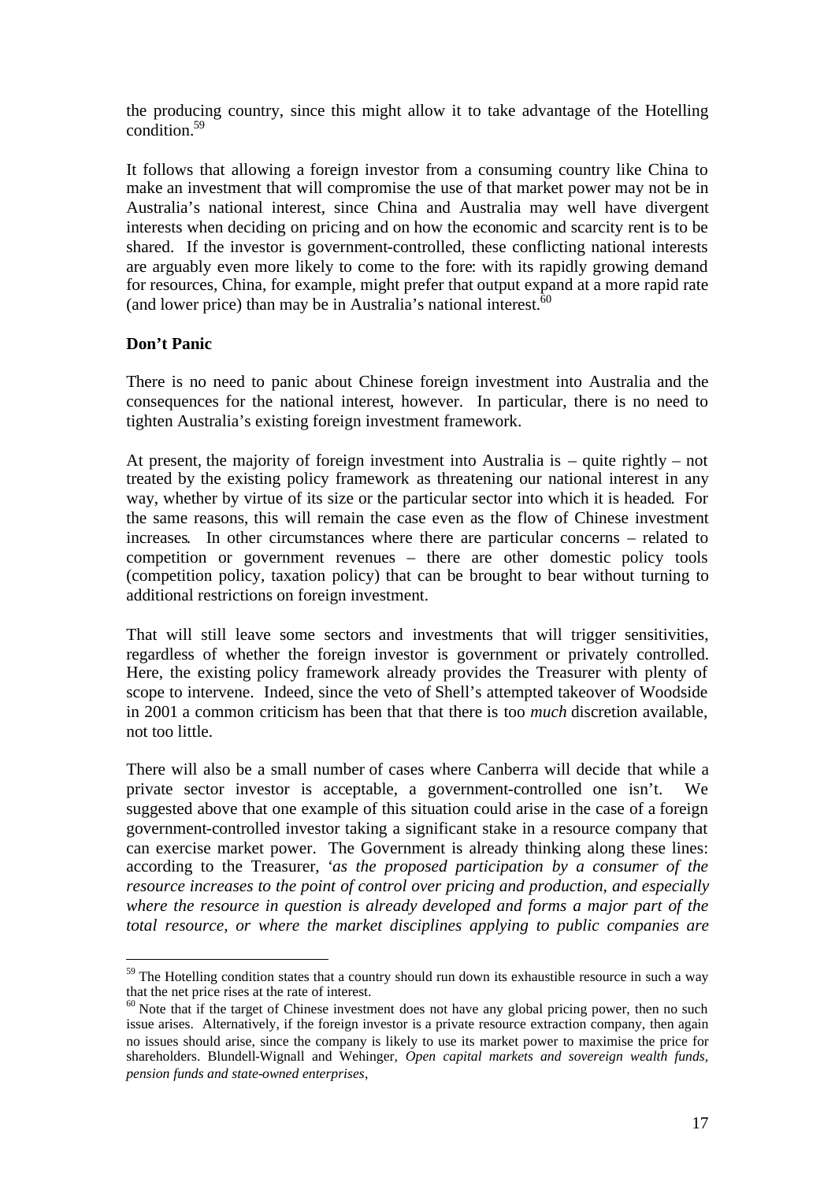the producing country, since this might allow it to take advantage of the Hotelling condition.[59]

It follows that allowing a foreign investor from a consuming country like China to make an investment that will compromise the use of that market power may not be in Australia's national interest, since China and Australia may well have divergent interests when deciding on pricing and on how the economic and scarcity rent is to be shared. If the investor is government-controlled, these conflicting national interests are arguably even more likely to come to the fore: with its rapidly growing demand for resources, China, for example, might prefer that output expand at a more rapid rate (and lower price) than may be in Australia's national interest.[60]

**Don't Panic**

There is no need to panic about Chinese foreign investment into Australia and the consequences for the national interest, however. In particular, there is no need to tighten Australia's existing foreign investment framework.

At present, the majority of foreign investment into Australia is – quite rightly – not treated by the existing policy framework as threatening our national interest in any way, whether by virtue of its size or the particular sector into which it is headed. For the same reasons, this will remain the case even as the flow of Chinese investment increases. In other circumstances where there are particular concerns – related to competition or government revenues – there are other domestic policy tools (competition policy, taxation policy) that can be brought to bear without turning to additional restrictions on foreign investment.

That will still leave some sectors and investments that will trigger sensitivities, regardless of whether the foreign investor is government or privately controlled. Here, the existing policy framework already provides the Treasurer with plenty of scope to intervene. Indeed, since the veto of Shell's attempted takeover of Woodside in 2001 a common criticism has been that that there is too *much* discretion available, not too little.

There will also be a small number of cases where Canberra will decide that while a private sector investor is acceptable, a government-controlled one isn't. We suggested above that one example of this situation could arise in the case of a foreign government-controlled investor taking a significant stake in a resource company that can exercise market power. The Government is already thinking along these lines: according to the Treasurer, '*as the proposed participation by a consumer of the resource increases to the point of control over pricing and production, and especially where the resource in question is already developed and forms a major part of the total resource, or where the market disciplines applying to public companies are*

---

[59] The Hotelling condition states that a country should run down its exhaustible resource in such a way that the net price rises at the rate of interest.

[60] Note that if the target of Chinese investment does not have any global pricing power, then no such issue arises. Alternatively, if the foreign investor is a private resource extraction company, then again no issues should arise, since the company is likely to use its market power to maximise the price for shareholders. Blundell-Wignall and Wehinger, *Open capital markets and sovereign wealth funds, pension funds and state-owned enterprises*,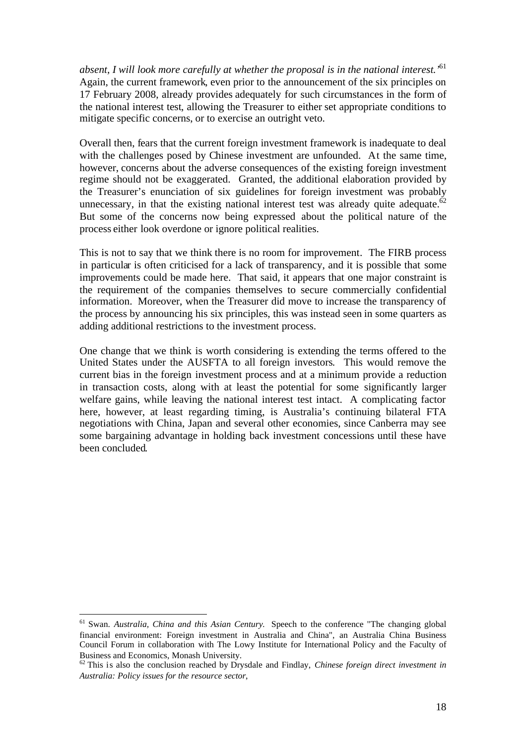*absent, I will look more carefully at whether the proposal is in the national interest.'*[61] Again, the current framework, even prior to the announcement of the six principles on 17 February 2008, already provides adequately for such circumstances in the form of the national interest test, allowing the Treasurer to either set appropriate conditions to mitigate specific concerns, or to exercise an outright veto.

Overall then, fears that the current foreign investment framework is inadequate to deal with the challenges posed by Chinese investment are unfounded. At the same time, however, concerns about the adverse consequences of the existing foreign investment regime should not be exaggerated. Granted, the additional elaboration provided by the Treasurer's enunciation of six guidelines for foreign investment was probably unnecessary, in that the existing national interest test was already quite adequate.[62] But some of the concerns now being expressed about the political nature of the process either look overdone or ignore political realities.

This is not to say that we think there is no room for improvement. The FIRB process in particular is often criticised for a lack of transparency, and it is possible that some improvements could be made here. That said, it appears that one major constraint is the requirement of the companies themselves to secure commercially confidential information. Moreover, when the Treasurer did move to increase the transparency of the process by announcing his six principles, this was instead seen in some quarters as adding additional restrictions to the investment process.

One change that we think is worth considering is extending the terms offered to the United States under the AUSFTA to all foreign investors. This would remove the current bias in the foreign investment process and at a minimum provide a reduction in transaction costs, along with at least the potential for some significantly larger welfare gains, while leaving the national interest test intact. A complicating factor here, however, at least regarding timing, is Australia's continuing bilateral FTA negotiations with China, Japan and several other economies, since Canberra may see some bargaining advantage in holding back investment concessions until these have been concluded.

---

[61] Swan. *Australia, China and this Asian Century.* Speech to the conference "The changing global financial environment: Foreign investment in Australia and China", an Australia China Business Council Forum in collaboration with The Lowy Institute for International Policy and the Faculty of Business and Economics, Monash University.

[62] This is also the conclusion reached by Drysdale and Findlay, *Chinese foreign direct investment in Australia: Policy issues for the resource sector,*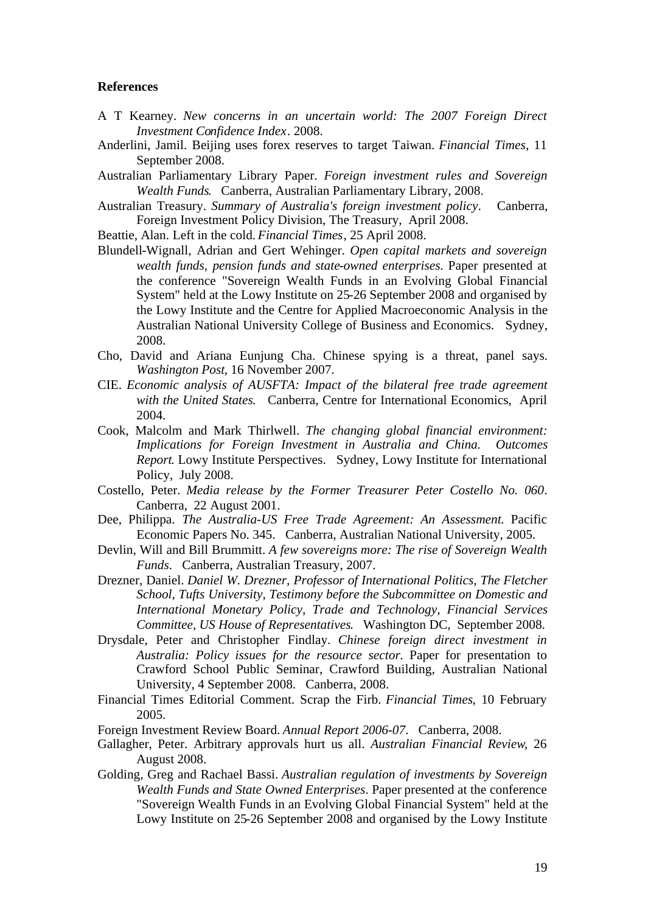**References**

A T Kearney. *New concerns in an uncertain world: The 2007 Foreign Direct Investment Confidence Index*. 2008.

Anderlini, Jamil. Beijing uses forex reserves to target Taiwan. *Financial Times*, 11 September 2008.

Australian Parliamentary Library Paper. *Foreign investment rules and Sovereign Wealth Funds*. Canberra, Australian Parliamentary Library, 2008.

Australian Treasury. *Summary of Australia's foreign investment policy*. Canberra, Foreign Investment Policy Division, The Treasury, April 2008.

Beattie, Alan. Left in the cold. *Financial Times*, 25 April 2008.

Blundell-Wignall, Adrian and Gert Wehinger. *Open capital markets and sovereign wealth funds, pension funds and state-owned enterprises*. Paper presented at the conference "Sovereign Wealth Funds in an Evolving Global Financial System" held at the Lowy Institute on 25-26 September 2008 and organised by the Lowy Institute and the Centre for Applied Macroeconomic Analysis in the Australian National University College of Business and Economics. Sydney, 2008.

Cho, David and Ariana Eunjung Cha. Chinese spying is a threat, panel says. *Washington Post*, 16 November 2007.

CIE. *Economic analysis of AUSFTA: Impact of the bilateral free trade agreement with the United States.* Canberra, Centre for International Economics, April 2004.

Cook, Malcolm and Mark Thirlwell. *The changing global financial environment: Implications for Foreign Investment in Australia and China. Outcomes Report*. Lowy Institute Perspectives. Sydney, Lowy Institute for International Policy, July 2008.

Costello, Peter. *Media release by the Former Treasurer Peter Costello No. 060*. Canberra, 22 August 2001.

Dee, Philippa. *The Australia-US Free Trade Agreement: An Assessment.* Pacific Economic Papers No. 345. Canberra, Australian National University, 2005.

Devlin, Will and Bill Brummitt. *A few sovereigns more: The rise of Sovereign Wealth Funds*. Canberra, Australian Treasury, 2007.

Drezner, Daniel. *Daniel W. Drezner, Professor of International Politics, The Fletcher School, Tufts University, Testimony before the Subcommittee on Domestic and International Monetary Policy, Trade and Technology, Financial Services Committee, US House of Representatives*. Washington DC, September 2008.

Drysdale, Peter and Christopher Findlay. *Chinese foreign direct investment in Australia: Policy issues for the resource sector.* Paper for presentation to Crawford School Public Seminar, Crawford Building, Australian National University, 4 September 2008. Canberra, 2008.

Financial Times Editorial Comment. Scrap the Firb. *Financial Times*, 10 February 2005.

Foreign Investment Review Board. *Annual Report 2006-07*. Canberra, 2008.

Gallagher, Peter. Arbitrary approvals hurt us all. *Australian Financial Review*, 26 August 2008.

Golding, Greg and Rachael Bassi. *Australian regulation of investments by Sovereign Wealth Funds and State Owned Enterprises*. Paper presented at the conference "Sovereign Wealth Funds in an Evolving Global Financial System" held at the Lowy Institute on 25-26 September 2008 and organised by the Lowy Institute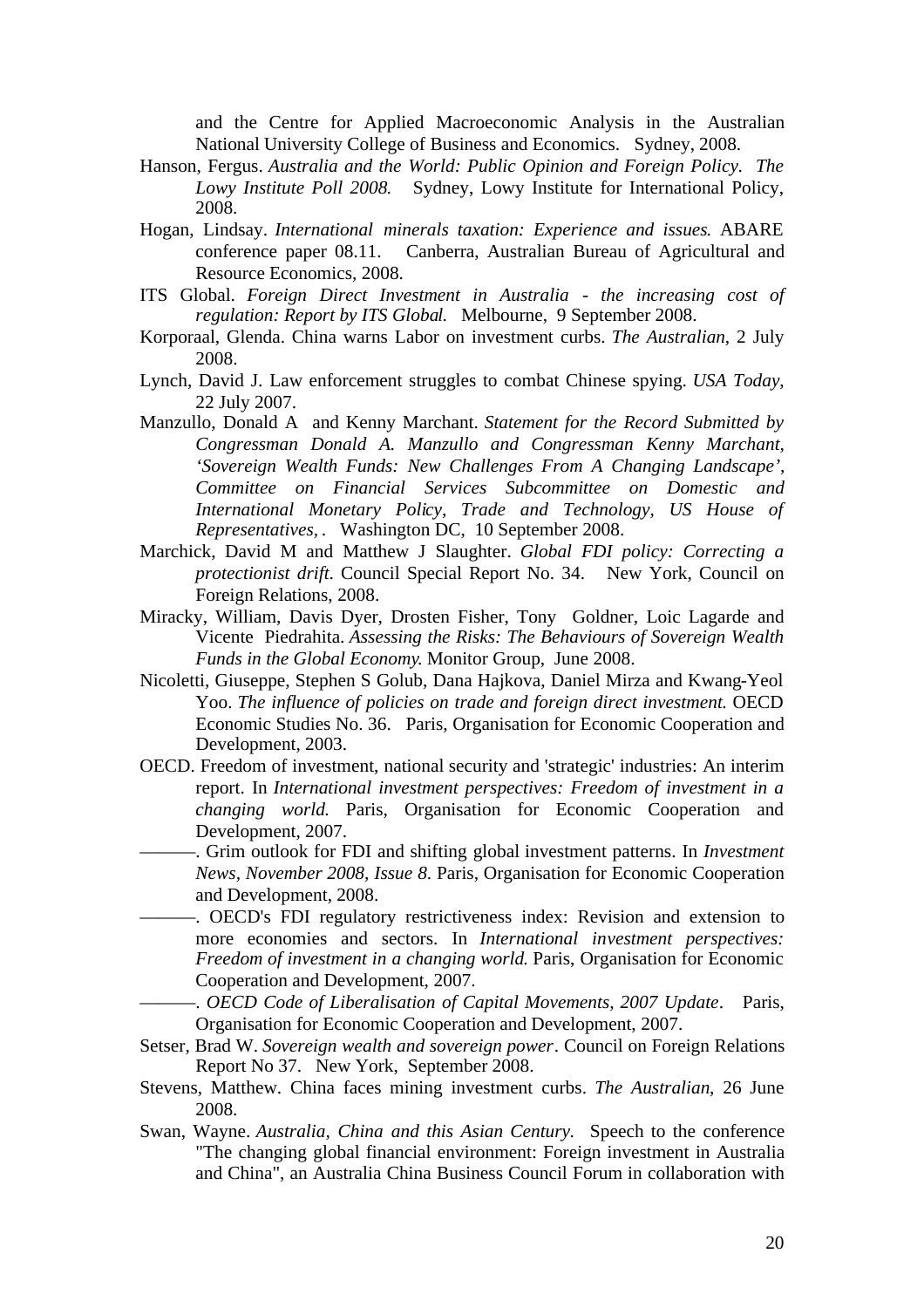and the Centre for Applied Macroeconomic Analysis in the Australian National University College of Business and Economics. Sydney, 2008.

Hanson, Fergus. *Australia and the World: Public Opinion and Foreign Policy. The Lowy Institute Poll 2008.* Sydney, Lowy Institute for International Policy, 2008.

Hogan, Lindsay. *International minerals taxation: Experience and issues.* ABARE conference paper 08.11. Canberra, Australian Bureau of Agricultural and Resource Economics, 2008.

ITS Global. *Foreign Direct Investment in Australia - the increasing cost of regulation: Report by ITS Global.* Melbourne, 9 September 2008.

Korporaal, Glenda. China warns Labor on investment curbs. *The Australian*, 2 July 2008.

Lynch, David J. Law enforcement struggles to combat Chinese spying. *USA Today*, 22 July 2007.

Manzullo, Donald A and Kenny Marchant. *Statement for the Record Submitted by Congressman Donald A. Manzullo and Congressman Kenny Marchant, 'Sovereign Wealth Funds: New Challenges From A Changing Landscape', Committee on Financial Services Subcommittee on Domestic and International Monetary Policy, Trade and Technology, US House of Representatives,* . Washington DC, 10 September 2008.

Marchick, David M and Matthew J Slaughter. *Global FDI policy: Correcting a protectionist drift*. Council Special Report No. 34. New York, Council on Foreign Relations, 2008.

Miracky, William, Davis Dyer, Drosten Fisher, Tony Goldner, Loic Lagarde and Vicente Piedrahita. *Assessing the Risks: The Behaviours of Sovereign Wealth Funds in the Global Economy.* Monitor Group, June 2008.

Nicoletti, Giuseppe, Stephen S Golub, Dana Hajkova, Daniel Mirza and Kwang-Yeol Yoo. *The influence of policies on trade and foreign direct investment.* OECD Economic Studies No. 36. Paris, Organisation for Economic Cooperation and Development, 2003.

OECD. Freedom of investment, national security and 'strategic' industries: An interim report. In *International investment perspectives: Freedom of investment in a changing world.* Paris, Organisation for Economic Cooperation and Development, 2007.

———. Grim outlook for FDI and shifting global investment patterns. In *Investment News, November 2008, Issue 8*. Paris, Organisation for Economic Cooperation and Development, 2008.

———. OECD's FDI regulatory restrictiveness index: Revision and extension to more economies and sectors. In *International investment perspectives: Freedom of investment in a changing world.* Paris, Organisation for Economic Cooperation and Development, 2007.

———. *OECD Code of Liberalisation of Capital Movements, 2007 Update*. Paris, Organisation for Economic Cooperation and Development, 2007.

Setser, Brad W. *Sovereign wealth and sovereign power*. Council on Foreign Relations Report No 37. New York, September 2008.

Stevens, Matthew. China faces mining investment curbs. *The Australian*, 26 June 2008.

Swan, Wayne. *Australia, China and this Asian Century.* Speech to the conference "The changing global financial environment: Foreign investment in Australia and China", an Australia China Business Council Forum in collaboration with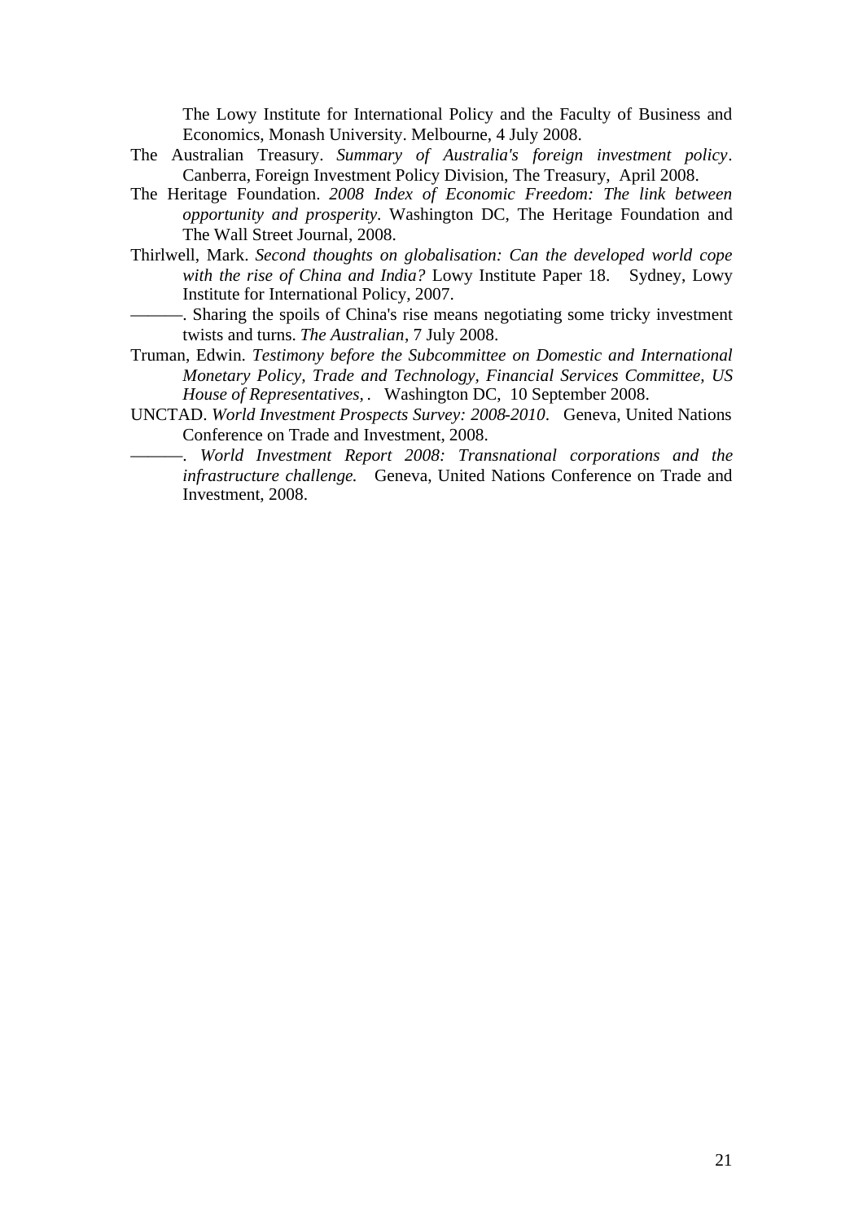The Lowy Institute for International Policy and the Faculty of Business and Economics, Monash University. Melbourne, 4 July 2008.

The Australian Treasury. *Summary of Australia's foreign investment policy*. Canberra, Foreign Investment Policy Division, The Treasury, April 2008.

The Heritage Foundation. *2008 Index of Economic Freedom: The link between opportunity and prosperity*. Washington DC, The Heritage Foundation and The Wall Street Journal, 2008.

Thirlwell, Mark. *Second thoughts on globalisation: Can the developed world cope with the rise of China and India?* Lowy Institute Paper 18. Sydney, Lowy Institute for International Policy, 2007.

———. Sharing the spoils of China's rise means negotiating some tricky investment twists and turns. *The Australian*, 7 July 2008.

Truman, Edwin. *Testimony before the Subcommittee on Domestic and International Monetary Policy, Trade and Technology, Financial Services Committee, US House of Representatives, .* Washington DC, 10 September 2008.

UNCTAD. *World Investment Prospects Survey: 2008-2010*. Geneva, United Nations Conference on Trade and Investment, 2008.

———. *World Investment Report 2008: Transnational corporations and the infrastructure challenge.* Geneva, United Nations Conference on Trade and Investment, 2008.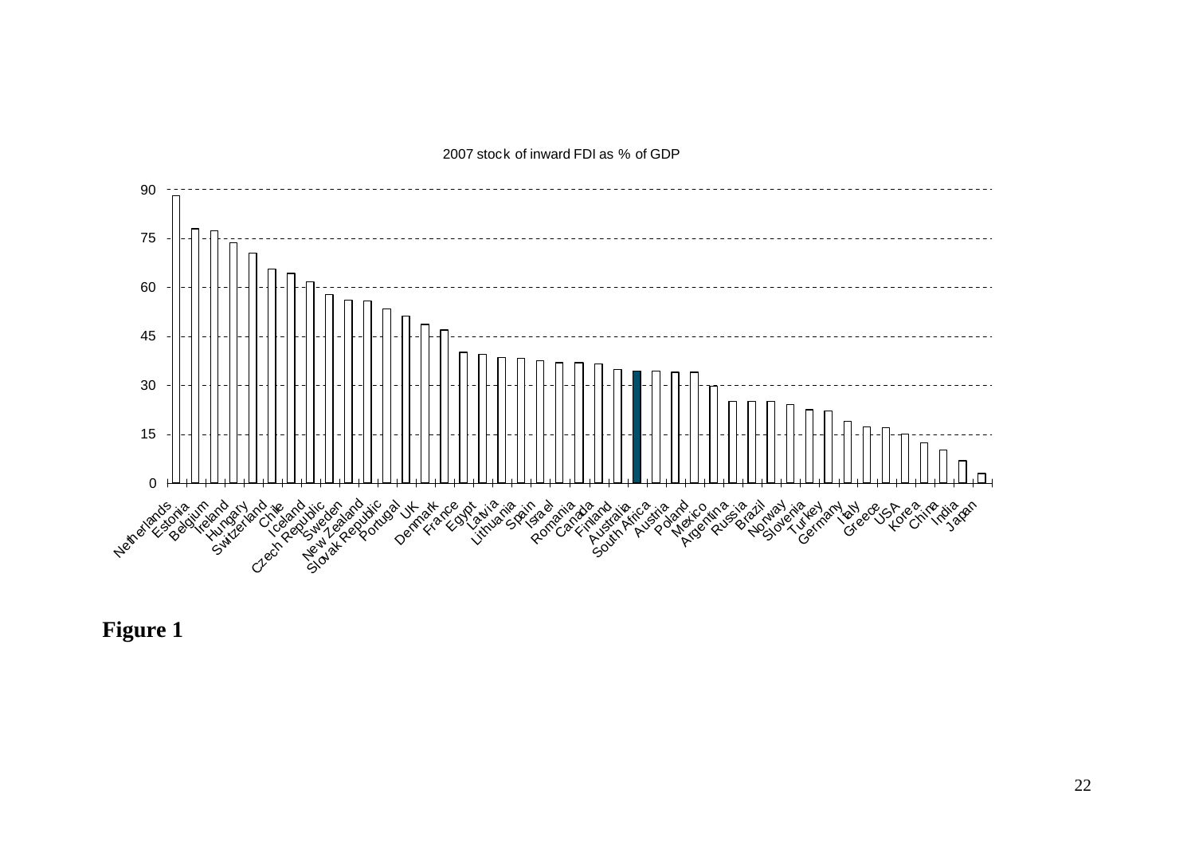2007 stock of inward FDI as % of GDP

**Figure 1**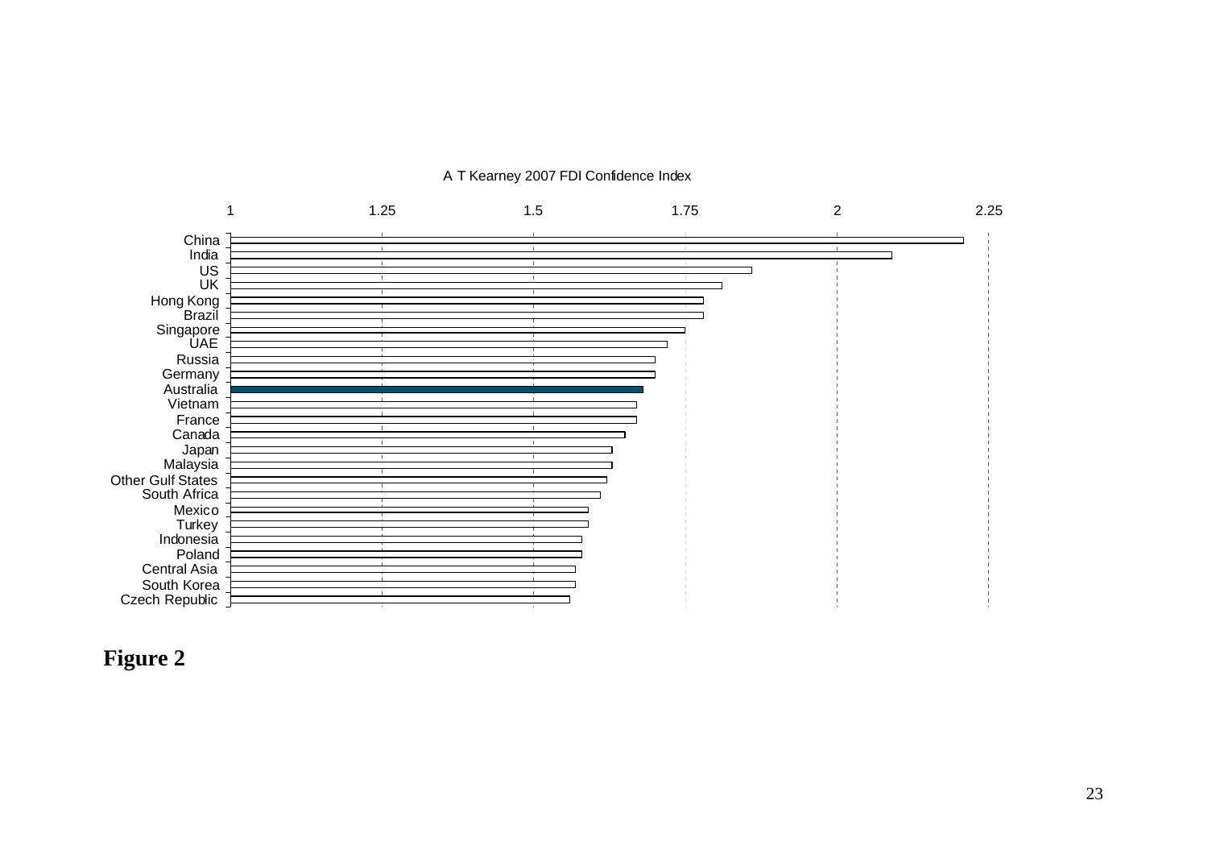A T Kearney 2007 FDI Confidence Index

| Country | Index (approx.) |
| --- | --- |
| China | 2.21 |
| India | 2.09 |
| US | 1.86 |
| UK | 1.81 |
| Hong Kong | 1.78 |
| Brazil | 1.78 |
| Singapore | 1.75 |
| UAE | 1.72 |
| Russia | 1.70 |
| Germany | 1.70 |
| Australia | 1.68 |
| Vietnam | 1.67 |
| France | 1.67 |
| Canada | 1.65 |
| Japan | 1.63 |
| Malaysia | 1.63 |
| Other Gulf States | 1.62 |
| South Africa | 1.61 |
| Mexico | 1.59 |
| Turkey | 1.59 |
| Indonesia | 1.58 |
| Poland | 1.58 |
| Central Asia | 1.57 |
| South Korea | 1.57 |
| Czech Republic | 1.56 |

**Figure 2**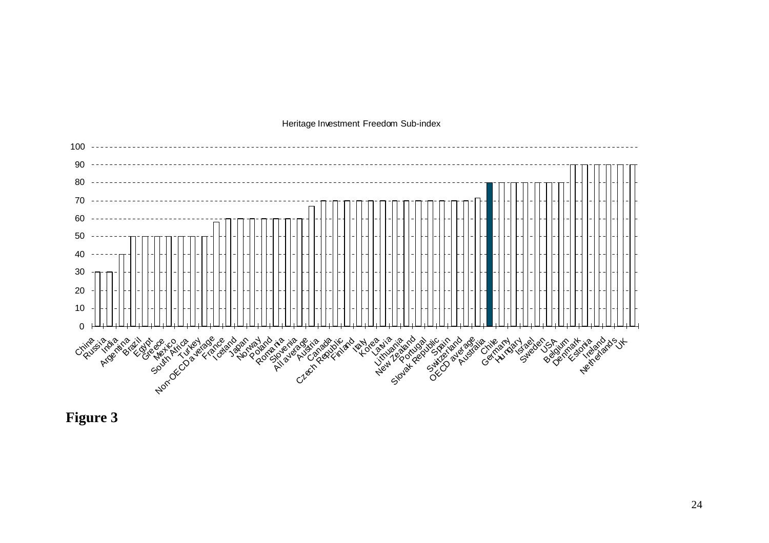Heritage Investment Freedom Sub-index

| Country | Value |
|---|---|
| China | 30 |
| Russia | 30 |
| India | 40 |
| Argentina | 50 |
| Brazil | 50 |
| Egypt | 50 |
| Greece | 50 |
| Mexico | 50 |
| South Africa | 50 |
| Turkey | 50 |
| Non-OECD average | 58 |
| France | 60 |
| Iceland | 60 |
| Japan | 60 |
| Norway | 60 |
| Poland | 60 |
| Romania | 60 |
| Slovenia | 60 |
| All average | 67 |
| Austria | 70 |
| Canada | 70 |
| Czech Republic | 70 |
| Finland | 70 |
| Italy | 70 |
| Korea | 70 |
| Latvia | 70 |
| Lithuania | 70 |
| New Zealand | 70 |
| Portugal | 70 |
| Slovak Republic | 70 |
| Spain | 70 |
| Switzerland | 70 |
| OECD average | 71 |
| Australia | 80 |
| Chile | 80 |
| Germany | 80 |
| Hungary | 80 |
| Israel | 80 |
| Sweden | 80 |
| USA | 80 |
| Belgium | 90 |
| Denmark | 90 |
| Estonia | 90 |
| Ireland | 90 |
| Netherlands | 90 |
| UK | 90 |

**Figure 3**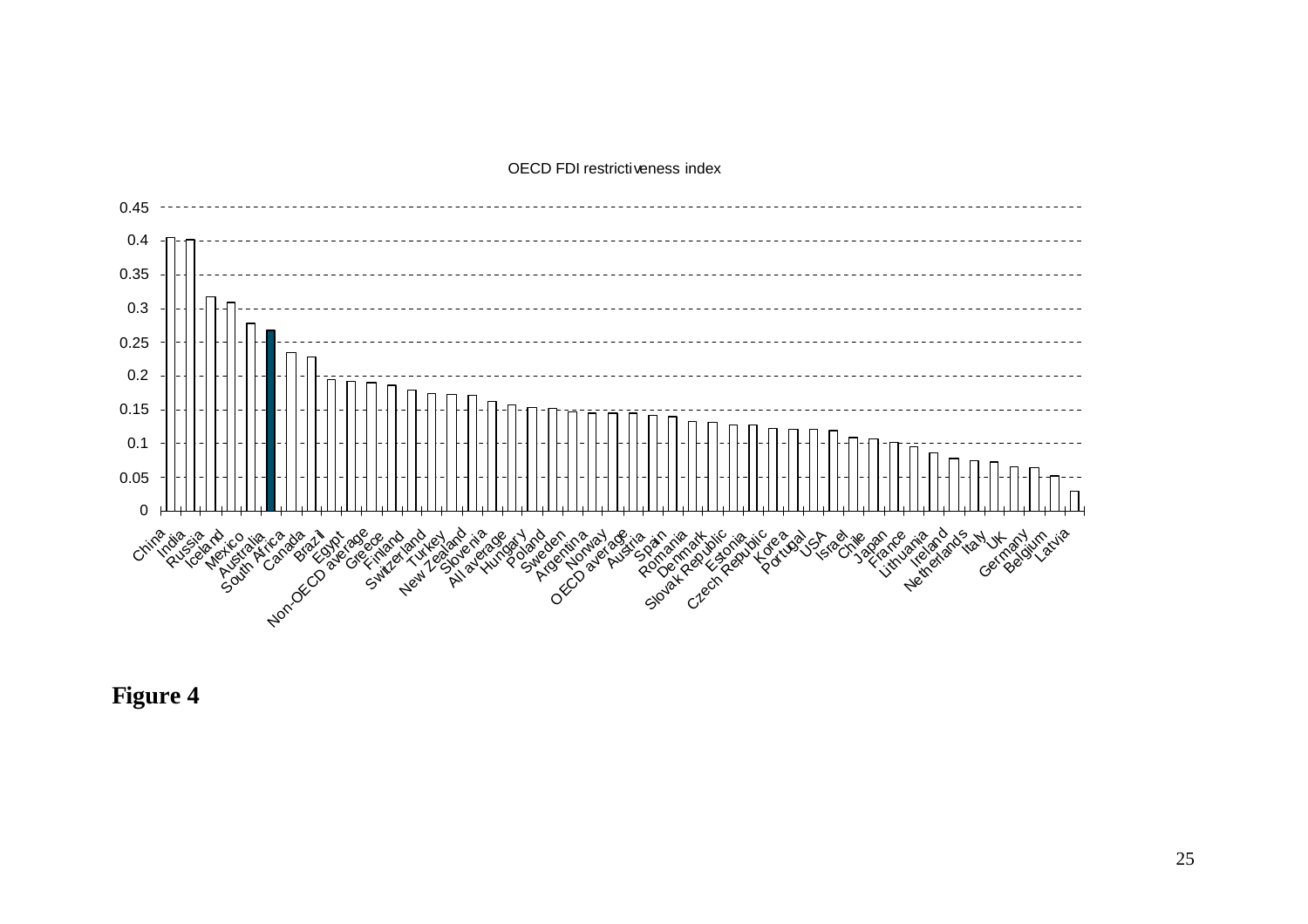OECD FDI restrictiveness index

0.45
0.4
0.35
0.3
0.25
0.2
0.15
0.1
0.05
0

China
India
Russia
Iceland
Mexico
Australia
South Africa
Canada
Brazil
Egypt
Non-OECD average
Greece
Finland
Switzerland
Turkey
New Zealand
Slovenia
All average
Hungary
Poland
Sweden
Argentina
Norway
OECD average
Austria
Spain
Romania
Denmark
Slovak Republic
Estonia
Czech Republic
Korea
Portugal
USA
Israel
Chile
Japan
France
Lithuania
Ireland
Netherlands
Italy
UK
Germany
Belgium
Latvia

**Figure 4**